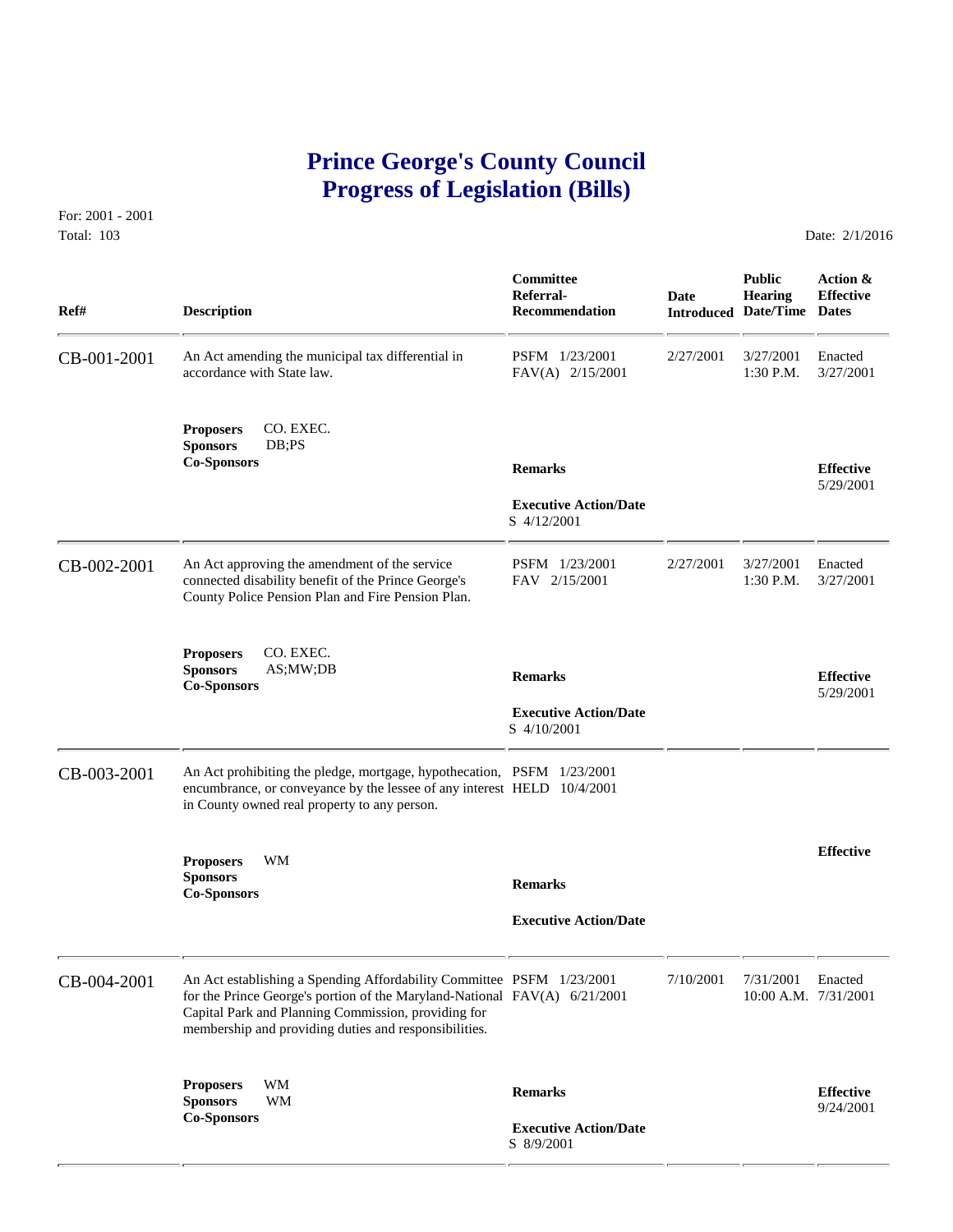# Prince George's County Council
# Progress of Legislation (Bills)

For: 2001 - 2001
Total: 103

Date: 2/1/2016

| Ref# | Description | Committee Referral-Recommendation | Date Introduced | Public Hearing Date/Time | Action & Effective Dates |
|---|---|---|---|---|---|
| CB-001-2001 | An Act amending the municipal tax differential in accordance with State law. | PSFM 1/23/2001<br>FAV(A) 2/15/2001 | 2/27/2001 | 3/27/2001<br>1:30 P.M. | Enacted<br>3/27/2001 |
| | **Proposers** CO. EXEC.<br>**Sponsors** DB;PS<br>**Co-Sponsors** | **Remarks**<br><br>**Executive Action/Date**<br>S 4/12/2001 | | | **Effective**<br>5/29/2001 |
| CB-002-2001 | An Act approving the amendment of the service connected disability benefit of the Prince George's County Police Pension Plan and Fire Pension Plan. | PSFM 1/23/2001<br>FAV 2/15/2001 | 2/27/2001 | 3/27/2001<br>1:30 P.M. | Enacted<br>3/27/2001 |
| | **Proposers** CO. EXEC.<br>**Sponsors** AS;MW;DB<br>**Co-Sponsors** | **Remarks**<br><br>**Executive Action/Date**<br>S 4/10/2001 | | | **Effective**<br>5/29/2001 |
| CB-003-2001 | An Act prohibiting the pledge, mortgage, hypothecation, encumbrance, or conveyance by the lessee of any interest in County owned real property to any person. | PSFM 1/23/2001<br>HELD 10/4/2001 | | | |
| | **Proposers** WM<br>**Sponsors**<br>**Co-Sponsors** | **Remarks**<br><br>**Executive Action/Date** | | | **Effective** |
| CB-004-2001 | An Act establishing a Spending Affordability Committee for the Prince George's portion of the Maryland-National Capital Park and Planning Commission, providing for membership and providing duties and responsibilities. | PSFM 1/23/2001<br>FAV(A) 6/21/2001 | 7/10/2001 | 7/31/2001<br>10:00 A.M. | Enacted<br>7/31/2001 |
| | **Proposers** WM<br>**Sponsors** WM<br>**Co-Sponsors** | **Remarks**<br><br>**Executive Action/Date**<br>S 8/9/2001 | | | **Effective**<br>9/24/2001 |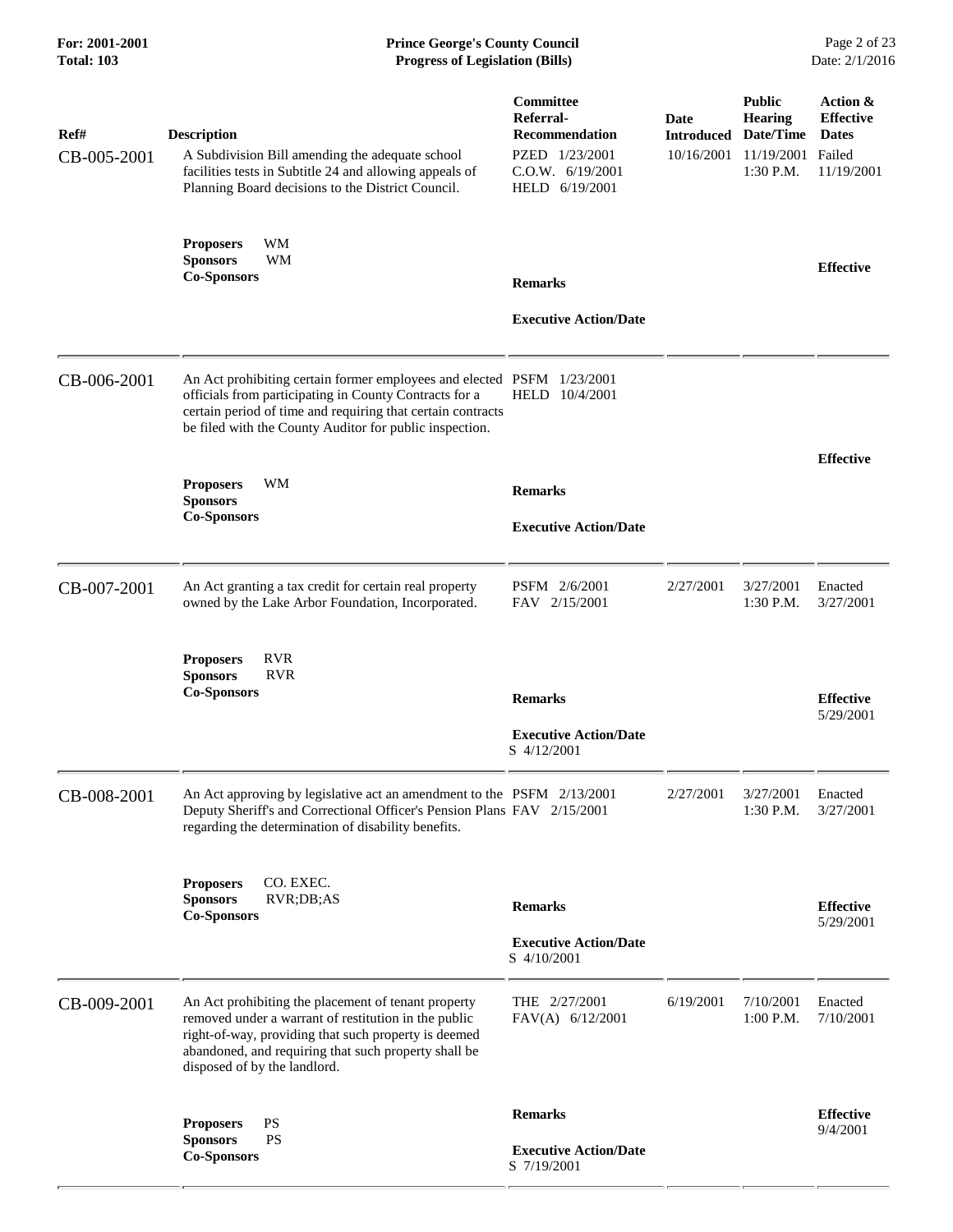| Ref# | Description | Committee Referral-Recommendation | Date Introduced | Public Hearing Date/Time | Action & Effective Dates |
|---|---|---|---|---|---|
| CB-005-2001 | A Subdivision Bill amending the adequate school facilities tests in Subtitle 24 and allowing appeals of Planning Board decisions to the District Council.<br><br>**Proposers** WM<br>**Sponsors** WM<br>**Co-Sponsors** | PZED 1/23/2001<br>C.O.W. 6/19/2001<br>HELD 6/19/2001<br><br>**Remarks**<br><br>**Executive Action/Date** | 10/16/2001 | 11/19/2001<br>1:30 P.M. | Failed<br>11/19/2001<br><br>**Effective** |
| CB-006-2001 | An Act prohibiting certain former employees and elected officials from participating in County Contracts for a certain period of time and requiring that certain contracts be filed with the County Auditor for public inspection.<br><br>**Proposers** WM<br>**Sponsors**<br>**Co-Sponsors** | PSFM 1/23/2001<br>HELD 10/4/2001<br><br>**Remarks**<br><br>**Executive Action/Date** | | | **Effective** |
| CB-007-2001 | An Act granting a tax credit for certain real property owned by the Lake Arbor Foundation, Incorporated.<br><br>**Proposers** RVR<br>**Sponsors** RVR<br>**Co-Sponsors** | PSFM 2/6/2001<br>FAV 2/15/2001<br><br>**Remarks**<br><br>**Executive Action/Date**<br>S 4/12/2001 | 2/27/2001 | 3/27/2001<br>1:30 P.M. | Enacted<br>3/27/2001<br><br>**Effective**<br>5/29/2001 |
| CB-008-2001 | An Act approving by legislative act an amendment to the Deputy Sheriff's and Correctional Officer's Pension Plans regarding the determination of disability benefits.<br><br>**Proposers** CO. EXEC.<br>**Sponsors** RVR;DB;AS<br>**Co-Sponsors** | PSFM 2/13/2001<br>FAV 2/15/2001<br><br>**Remarks**<br><br>**Executive Action/Date**<br>S 4/10/2001 | 2/27/2001 | 3/27/2001<br>1:30 P.M. | Enacted<br>3/27/2001<br><br>**Effective**<br>5/29/2001 |
| CB-009-2001 | An Act prohibiting the placement of tenant property removed under a warrant of restitution in the public right-of-way, providing that such property is deemed abandoned, and requiring that such property shall be disposed of by the landlord.<br><br>**Proposers** PS<br>**Sponsors** PS<br>**Co-Sponsors** | THE 2/27/2001<br>FAV(A) 6/12/2001<br><br>**Remarks**<br><br>**Executive Action/Date**<br>S 7/19/2001 | 6/19/2001 | 7/10/2001<br>1:00 P.M. | Enacted<br>7/10/2001<br><br>**Effective**<br>9/4/2001 |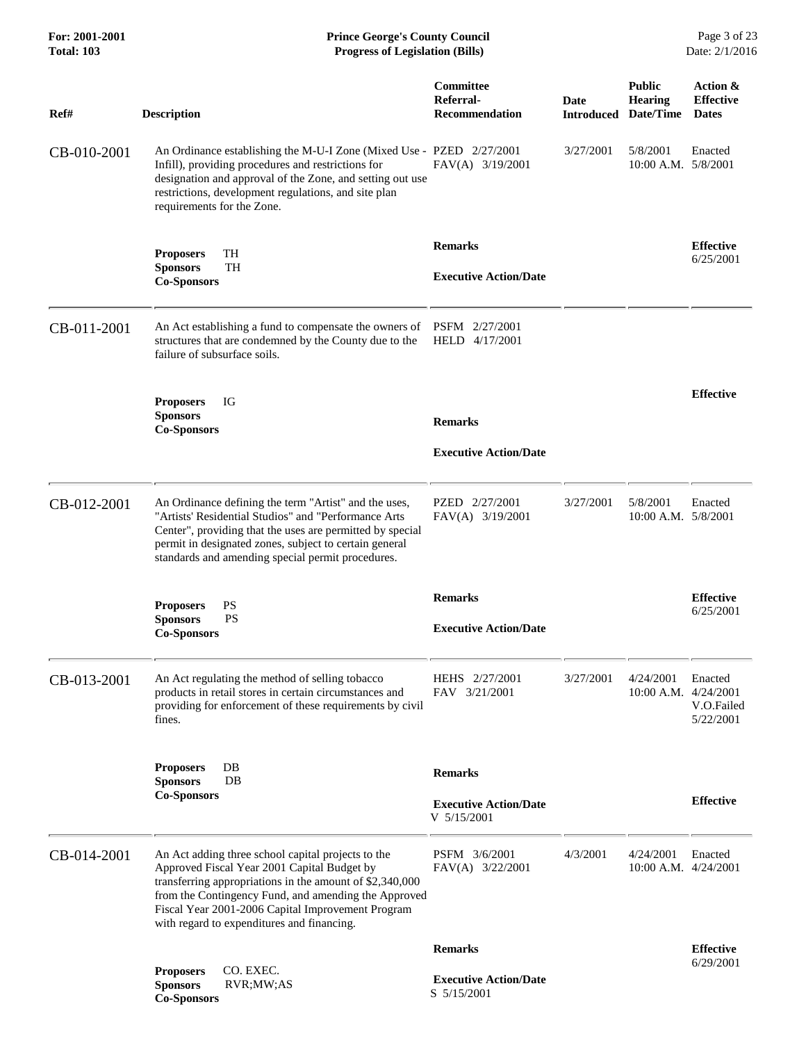| Ref# | Description | Committee Referral-Recommendation | Date Introduced | Public Hearing Date/Time | Action & Effective Dates |
|---|---|---|---|---|---|
| CB-010-2001 | An Ordinance establishing the M-U-I Zone (Mixed Use - Infill), providing procedures and restrictions for designation and approval of the Zone, and setting out use restrictions, development regulations, and site plan requirements for the Zone. | PZED 2/27/2001<br>FAV(A) 3/19/2001 | 3/27/2001 | 5/8/2001<br>10:00 A.M. | Enacted<br>5/8/2001 |
| | **Proposers** TH<br>**Sponsors** TH<br>**Co-Sponsors** | **Remarks**<br><br>**Executive Action/Date** | | | **Effective**<br>6/25/2001 |
| CB-011-2001 | An Act establishing a fund to compensate the owners of structures that are condemned by the County due to the failure of subsurface soils. | PSFM 2/27/2001<br>HELD 4/17/2001 | | | |
| | **Proposers** IG<br>**Sponsors**<br>**Co-Sponsors** | **Remarks**<br><br>**Executive Action/Date** | | | **Effective** |
| CB-012-2001 | An Ordinance defining the term "Artist" and the uses, "Artists' Residential Studios" and "Performance Arts Center", providing that the uses are permitted by special permit in designated zones, subject to certain general standards and amending special permit procedures. | PZED 2/27/2001<br>FAV(A) 3/19/2001 | 3/27/2001 | 5/8/2001<br>10:00 A.M. | Enacted<br>5/8/2001 |
| | **Proposers** PS<br>**Sponsors** PS<br>**Co-Sponsors** | **Remarks**<br><br>**Executive Action/Date** | | | **Effective**<br>6/25/2001 |
| CB-013-2001 | An Act regulating the method of selling tobacco products in retail stores in certain circumstances and providing for enforcement of these requirements by civil fines. | HEHS 2/27/2001<br>FAV 3/21/2001 | 3/27/2001 | 4/24/2001<br>10:00 A.M. | Enacted<br>4/24/2001<br>V.O.Failed<br>5/22/2001 |
| | **Proposers** DB<br>**Sponsors** DB<br>**Co-Sponsors** | **Remarks**<br><br>**Executive Action/Date**<br>V 5/15/2001 | | | **Effective** |
| CB-014-2001 | An Act adding three school capital projects to the Approved Fiscal Year 2001 Capital Budget by transferring appropriations in the amount of $2,340,000 from the Contingency Fund, and amending the Approved Fiscal Year 2001-2006 Capital Improvement Program with regard to expenditures and financing. | PSFM 3/6/2001<br>FAV(A) 3/22/2001 | 4/3/2001 | 4/24/2001<br>10:00 A.M. | Enacted<br>4/24/2001 |
| | **Proposers** CO. EXEC.<br>**Sponsors** RVR;MW;AS<br>**Co-Sponsors** | **Remarks**<br><br>**Executive Action/Date**<br>S 5/15/2001 | | | **Effective**<br>6/29/2001 |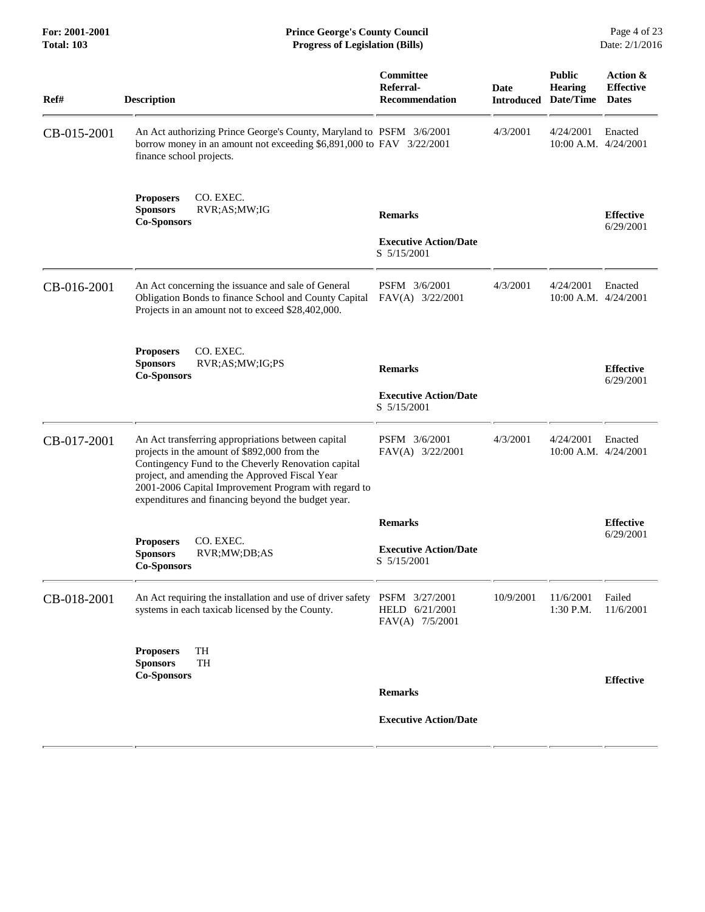| Ref# | Description | Committee Referral-Recommendation | Date Introduced | Public Hearing Date/Time | Action & Effective Dates |
|---|---|---|---|---|---|
| CB-015-2001 | An Act authorizing Prince George's County, Maryland to borrow money in an amount not exceeding $6,891,000 to finance school projects.<br><br>**Proposers** CO. EXEC.<br>**Sponsors** RVR;AS;MW;IG<br>**Co-Sponsors** | PSFM 3/6/2001<br>FAV 3/22/2001<br><br>**Remarks**<br><br>**Executive Action/Date**<br>S 5/15/2001 | 4/3/2001 | 4/24/2001<br>10:00 A.M. | Enacted<br>4/24/2001<br><br>**Effective**<br>6/29/2001 |
| CB-016-2001 | An Act concerning the issuance and sale of General Obligation Bonds to finance School and County Capital Projects in an amount not to exceed $28,402,000.<br><br>**Proposers** CO. EXEC.<br>**Sponsors** RVR;AS;MW;IG;PS<br>**Co-Sponsors** | PSFM 3/6/2001<br>FAV(A) 3/22/2001<br><br>**Remarks**<br><br>**Executive Action/Date**<br>S 5/15/2001 | 4/3/2001 | 4/24/2001<br>10:00 A.M. | Enacted<br>4/24/2001<br><br>**Effective**<br>6/29/2001 |
| CB-017-2001 | An Act transferring appropriations between capital projects in the amount of $892,000 from the Contingency Fund to the Cheverly Renovation capital project, and amending the Approved Fiscal Year 2001-2006 Capital Improvement Program with regard to expenditures and financing beyond the budget year.<br><br>**Proposers** CO. EXEC.<br>**Sponsors** RVR;MW;DB;AS<br>**Co-Sponsors** | PSFM 3/6/2001<br>FAV(A) 3/22/2001<br><br>**Remarks**<br><br>**Executive Action/Date**<br>S 5/15/2001 | 4/3/2001 | 4/24/2001<br>10:00 A.M. | Enacted<br>4/24/2001<br><br>**Effective**<br>6/29/2001 |
| CB-018-2001 | An Act requiring the installation and use of driver safety systems in each taxicab licensed by the County.<br><br>**Proposers** TH<br>**Sponsors** TH<br>**Co-Sponsors** | PSFM 3/27/2001<br>HELD 6/21/2001<br>FAV(A) 7/5/2001<br><br>**Remarks**<br><br>**Executive Action/Date** | 10/9/2001 | 11/6/2001<br>1:30 P.M. | Failed<br>11/6/2001<br><br>**Effective** |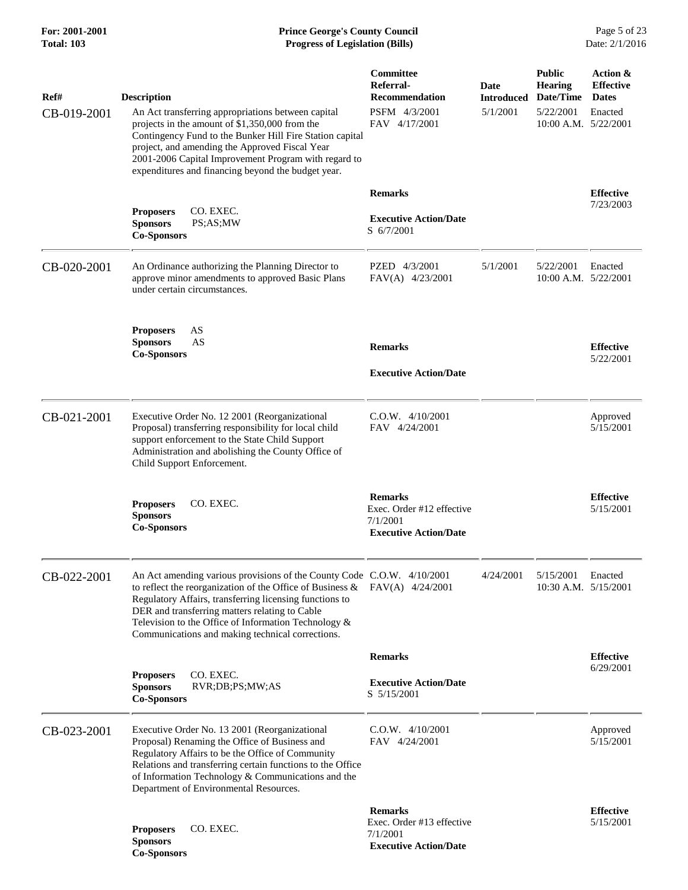| Ref# | Description | Committee Referral-Recommendation | Date Introduced | Public Hearing Date/Time | Action & Effective Dates |
|---|---|---|---|---|---|
| CB-019-2001 | An Act transferring appropriations between capital projects in the amount of $1,350,000 from the Contingency Fund to the Bunker Hill Fire Station capital project, and amending the Approved Fiscal Year 2001-2006 Capital Improvement Program with regard to expenditures and financing beyond the budget year. | PSFM 4/3/2001<br>FAV 4/17/2001 | 5/1/2001 | 5/22/2001<br>10:00 A.M. | Enacted<br>5/22/2001 |
| | **Proposers** CO. EXEC.<br>**Sponsors** PS;AS;MW<br>**Co-Sponsors** | **Remarks**<br><br>**Executive Action/Date**<br>S 6/7/2001 | | | **Effective**<br>7/23/2003 |
| CB-020-2001 | An Ordinance authorizing the Planning Director to approve minor amendments to approved Basic Plans under certain circumstances. | PZED 4/3/2001<br>FAV(A) 4/23/2001 | 5/1/2001 | 5/22/2001<br>10:00 A.M. | Enacted<br>5/22/2001 |
| | **Proposers** AS<br>**Sponsors** AS<br>**Co-Sponsors** | **Remarks**<br><br>**Executive Action/Date** | | | **Effective**<br>5/22/2001 |
| CB-021-2001 | Executive Order No. 12 2001 (Reorganizational Proposal) transferring responsibility for local child support enforcement to the State Child Support Administration and abolishing the County Office of Child Support Enforcement. | C.O.W. 4/10/2001<br>FAV 4/24/2001 | | | Approved<br>5/15/2001 |
| | **Proposers** CO. EXEC.<br>**Sponsors**<br>**Co-Sponsors** | **Remarks**<br>Exec. Order #12 effective 7/1/2001<br>**Executive Action/Date** | | | **Effective**<br>5/15/2001 |
| CB-022-2001 | An Act amending various provisions of the County Code to reflect the reorganization of the Office of Business & Regulatory Affairs, transferring licensing functions to DER and transferring matters relating to Cable Television to the Office of Information Technology & Communications and making technical corrections. | C.O.W. 4/10/2001<br>FAV(A) 4/24/2001 | 4/24/2001 | 5/15/2001<br>10:30 A.M. | Enacted<br>5/15/2001 |
| | **Proposers** CO. EXEC.<br>**Sponsors** RVR;DB;PS;MW;AS<br>**Co-Sponsors** | **Remarks**<br><br>**Executive Action/Date**<br>S 5/15/2001 | | | **Effective**<br>6/29/2001 |
| CB-023-2001 | Executive Order No. 13 2001 (Reorganizational Proposal) Renaming the Office of Business and Regulatory Affairs to be the Office of Community Relations and transferring certain functions to the Office of Information Technology & Communications and the Department of Environmental Resources. | C.O.W. 4/10/2001<br>FAV 4/24/2001 | | | Approved<br>5/15/2001 |
| | **Proposers** CO. EXEC.<br>**Sponsors**<br>**Co-Sponsors** | **Remarks**<br>Exec. Order #13 effective 7/1/2001<br>**Executive Action/Date** | | | **Effective**<br>5/15/2001 |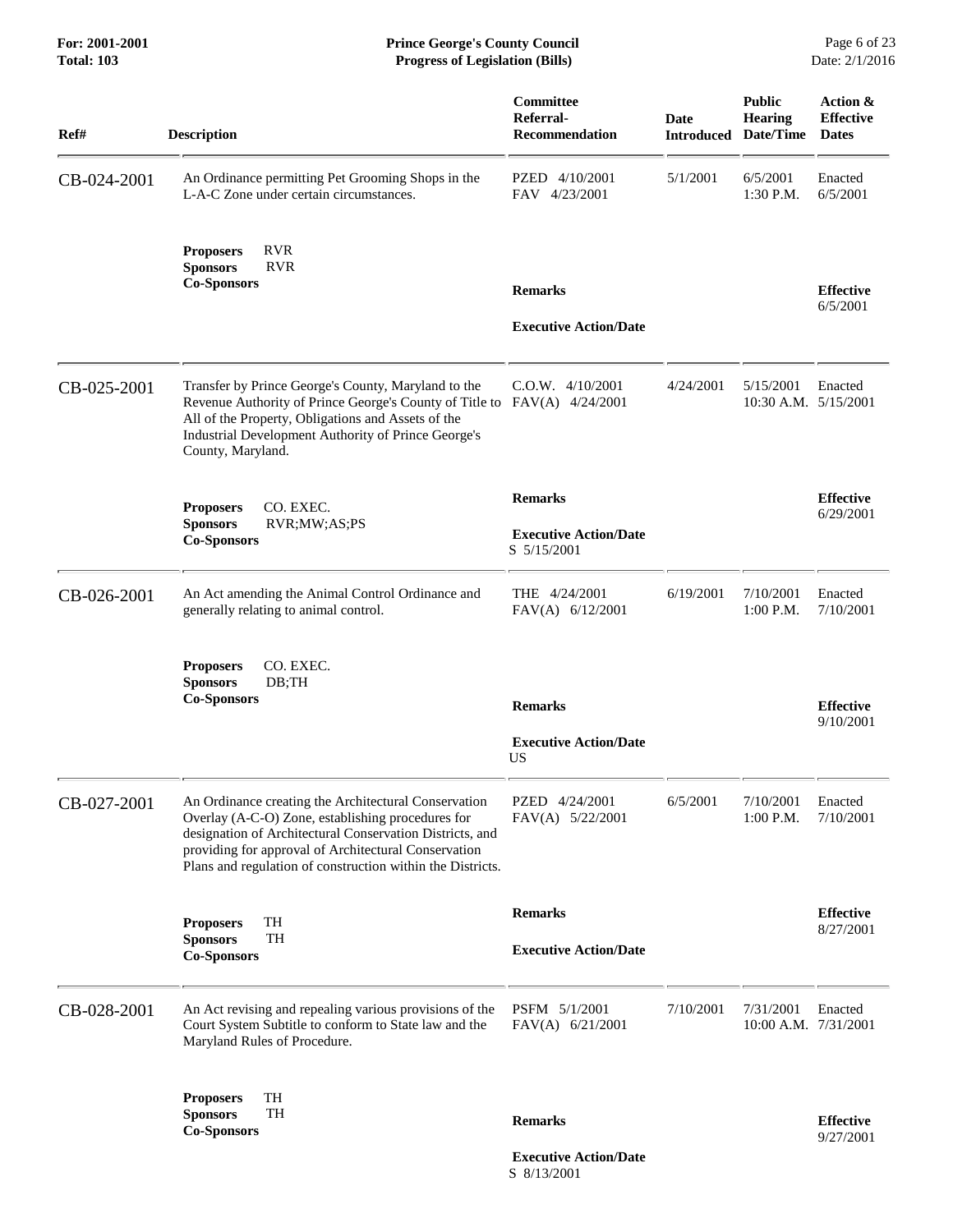| Ref# | Description | Committee Referral-Recommendation | Date Introduced | Public Hearing Date/Time | Action & Effective Dates |
|---|---|---|---|---|---|
| CB-024-2001 | An Ordinance permitting Pet Grooming Shops in the L-A-C Zone under certain circumstances. | PZED 4/10/2001<br>FAV 4/23/2001 | 5/1/2001 | 6/5/2001<br>1:30 P.M. | Enacted<br>6/5/2001 |
| | **Proposers** RVR<br>**Sponsors** RVR<br>**Co-Sponsors** | **Remarks**<br><br>**Executive Action/Date** | | | **Effective**<br>6/5/2001 |
| CB-025-2001 | Transfer by Prince George's County, Maryland to the Revenue Authority of Prince George's County of Title to All of the Property, Obligations and Assets of the Industrial Development Authority of Prince George's County, Maryland. | C.O.W. 4/10/2001<br>FAV(A) 4/24/2001 | 4/24/2001 | 5/15/2001<br>10:30 A.M. | Enacted<br>5/15/2001 |
| | **Proposers** CO. EXEC.<br>**Sponsors** RVR;MW;AS;PS<br>**Co-Sponsors** | **Remarks**<br><br>**Executive Action/Date**<br>S 5/15/2001 | | | **Effective**<br>6/29/2001 |
| CB-026-2001 | An Act amending the Animal Control Ordinance and generally relating to animal control. | THE 4/24/2001<br>FAV(A) 6/12/2001 | 6/19/2001 | 7/10/2001<br>1:00 P.M. | Enacted<br>7/10/2001 |
| | **Proposers** CO. EXEC.<br>**Sponsors** DB;TH<br>**Co-Sponsors** | **Remarks**<br><br>**Executive Action/Date**<br>US | | | **Effective**<br>9/10/2001 |
| CB-027-2001 | An Ordinance creating the Architectural Conservation Overlay (A-C-O) Zone, establishing procedures for designation of Architectural Conservation Districts, and providing for approval of Architectural Conservation Plans and regulation of construction within the Districts. | PZED 4/24/2001<br>FAV(A) 5/22/2001 | 6/5/2001 | 7/10/2001<br>1:00 P.M. | Enacted<br>7/10/2001 |
| | **Proposers** TH<br>**Sponsors** TH<br>**Co-Sponsors** | **Remarks**<br><br>**Executive Action/Date** | | | **Effective**<br>8/27/2001 |
| CB-028-2001 | An Act revising and repealing various provisions of the Court System Subtitle to conform to State law and the Maryland Rules of Procedure. | PSFM 5/1/2001<br>FAV(A) 6/21/2001 | 7/10/2001 | 7/31/2001<br>10:00 A.M. | Enacted<br>7/31/2001 |
| | **Proposers** TH<br>**Sponsors** TH<br>**Co-Sponsors** | **Remarks**<br><br>**Executive Action/Date**<br>S 8/13/2001 | | | **Effective**<br>9/27/2001 |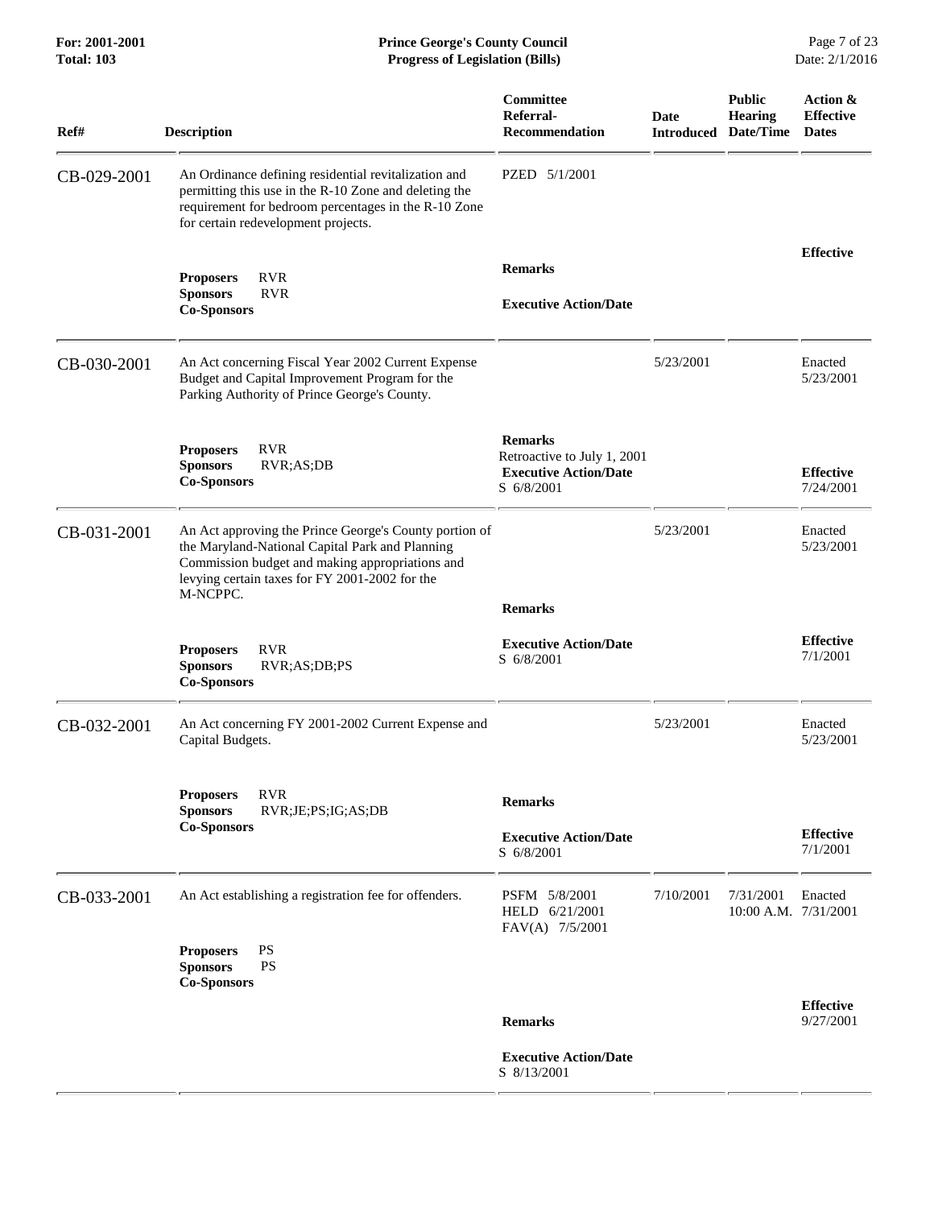| Ref# | Description | Committee Referral-Recommendation | Date Introduced | Public Hearing Date/Time | Action & Effective Dates |
|---|---|---|---|---|---|
| CB-029-2001 | An Ordinance defining residential revitalization and permitting this use in the R-10 Zone and deleting the requirement for bedroom percentages in the R-10 Zone for certain redevelopment projects. | PZED 5/1/2001 | | | |
| | **Proposers** RVR<br>**Sponsors** RVR<br>**Co-Sponsors** | **Remarks**<br><br>**Executive Action/Date** | | | **Effective** |
| CB-030-2001 | An Act concerning Fiscal Year 2002 Current Expense Budget and Capital Improvement Program for the Parking Authority of Prince George's County. | | 5/23/2001 | | Enacted 5/23/2001 |
| | **Proposers** RVR<br>**Sponsors** RVR;AS;DB<br>**Co-Sponsors** | **Remarks**<br>Retroactive to July 1, 2001<br>**Executive Action/Date**<br>S 6/8/2001 | | | **Effective** 7/24/2001 |
| CB-031-2001 | An Act approving the Prince George's County portion of the Maryland-National Capital Park and Planning Commission budget and making appropriations and levying certain taxes for FY 2001-2002 for the M-NCPPC. | | 5/23/2001 | | Enacted 5/23/2001 |
| | **Proposers** RVR<br>**Sponsors** RVR;AS;DB;PS<br>**Co-Sponsors** | **Remarks**<br><br>**Executive Action/Date**<br>S 6/8/2001 | | | **Effective** 7/1/2001 |
| CB-032-2001 | An Act concerning FY 2001-2002 Current Expense and Capital Budgets. | | 5/23/2001 | | Enacted 5/23/2001 |
| | **Proposers** RVR<br>**Sponsors** RVR;JE;PS;IG;AS;DB<br>**Co-Sponsors** | **Remarks**<br><br>**Executive Action/Date**<br>S 6/8/2001 | | | **Effective** 7/1/2001 |
| CB-033-2001 | An Act establishing a registration fee for offenders. | PSFM 5/8/2001<br>HELD 6/21/2001<br>FAV(A) 7/5/2001 | 7/10/2001 | 7/31/2001 10:00 A.M. | Enacted 7/31/2001 |
| | **Proposers** PS<br>**Sponsors** PS<br>**Co-Sponsors** | **Remarks**<br><br>**Executive Action/Date**<br>S 8/13/2001 | | | **Effective** 9/27/2001 |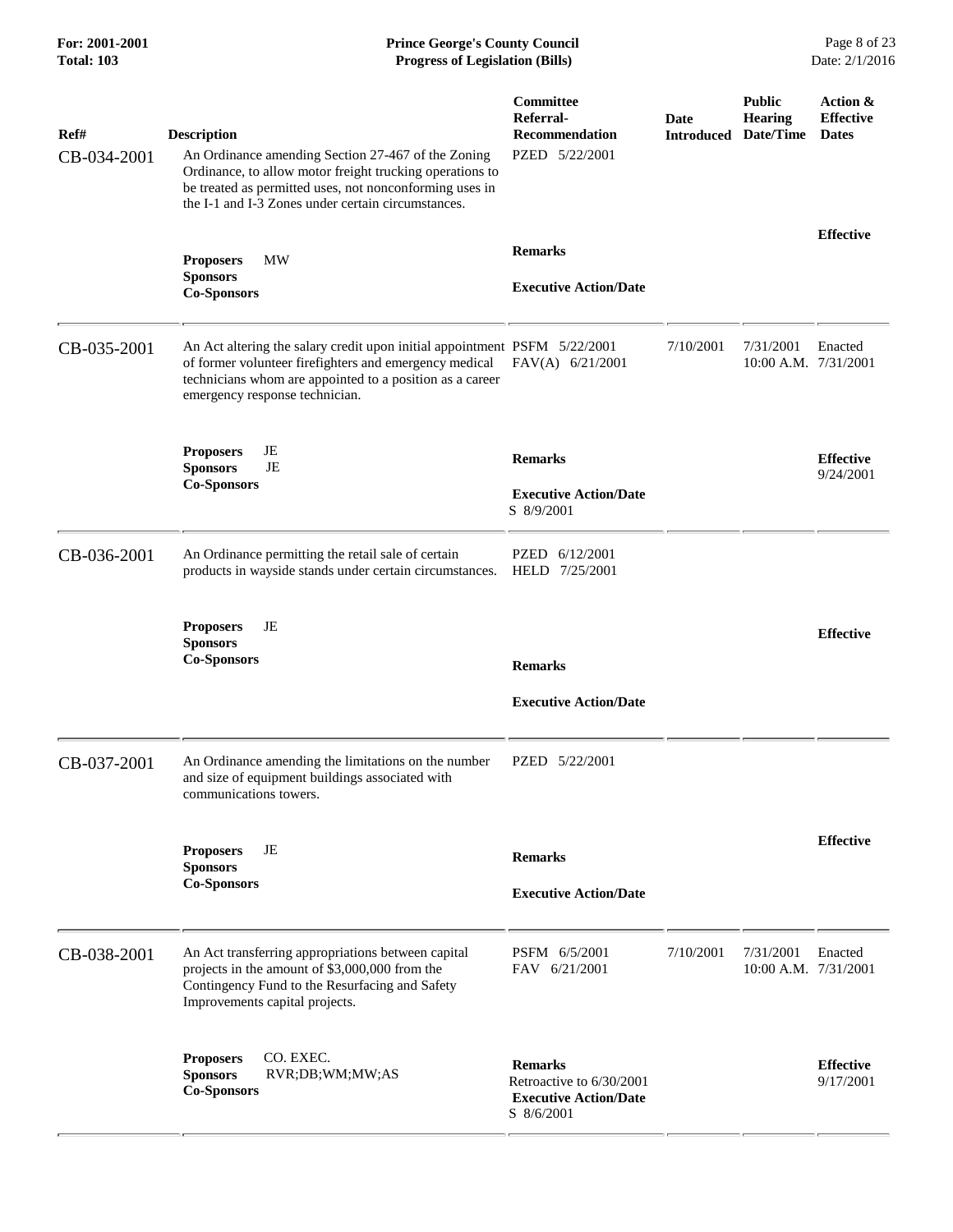| Ref# | Description | Committee Referral-Recommendation | Date Introduced | Public Hearing Date/Time | Action & Effective Dates |
|---|---|---|---|---|---|
| CB-034-2001 | An Ordinance amending Section 27-467 of the Zoning Ordinance, to allow motor freight trucking operations to be treated as permitted uses, not nonconforming uses in the I-1 and I-3 Zones under certain circumstances. | PZED 5/22/2001 | | | |
| | **Proposers** MW<br>**Sponsors**<br>**Co-Sponsors** | **Remarks**<br><br>**Executive Action/Date** | | | **Effective** |
| CB-035-2001 | An Act altering the salary credit upon initial appointment of former volunteer firefighters and emergency medical technicians whom are appointed to a position as a career emergency response technician. | PSFM 5/22/2001<br>FAV(A) 6/21/2001 | 7/10/2001 | 7/31/2001 10:00 A.M. | Enacted 7/31/2001 |
| | **Proposers** JE<br>**Sponsors** JE<br>**Co-Sponsors** | **Remarks**<br><br>**Executive Action/Date**<br>S 8/9/2001 | | | **Effective** 9/24/2001 |
| CB-036-2001 | An Ordinance permitting the retail sale of certain products in wayside stands under certain circumstances. | PZED 6/12/2001<br>HELD 7/25/2001 | | | |
| | **Proposers** JE<br>**Sponsors**<br>**Co-Sponsors** | **Remarks**<br><br>**Executive Action/Date** | | | **Effective** |
| CB-037-2001 | An Ordinance amending the limitations on the number and size of equipment buildings associated with communications towers. | PZED 5/22/2001 | | | |
| | **Proposers** JE<br>**Sponsors**<br>**Co-Sponsors** | **Remarks**<br><br>**Executive Action/Date** | | | **Effective** |
| CB-038-2001 | An Act transferring appropriations between capital projects in the amount of $3,000,000 from the Contingency Fund to the Resurfacing and Safety Improvements capital projects. | PSFM 6/5/2001<br>FAV 6/21/2001 | 7/10/2001 | 7/31/2001 10:00 A.M. | Enacted 7/31/2001 |
| | **Proposers** CO. EXEC.<br>**Sponsors** RVR;DB;WM;MW;AS<br>**Co-Sponsors** | **Remarks**<br>Retroactive to 6/30/2001<br>**Executive Action/Date**<br>S 8/6/2001 | | | **Effective** 9/17/2001 |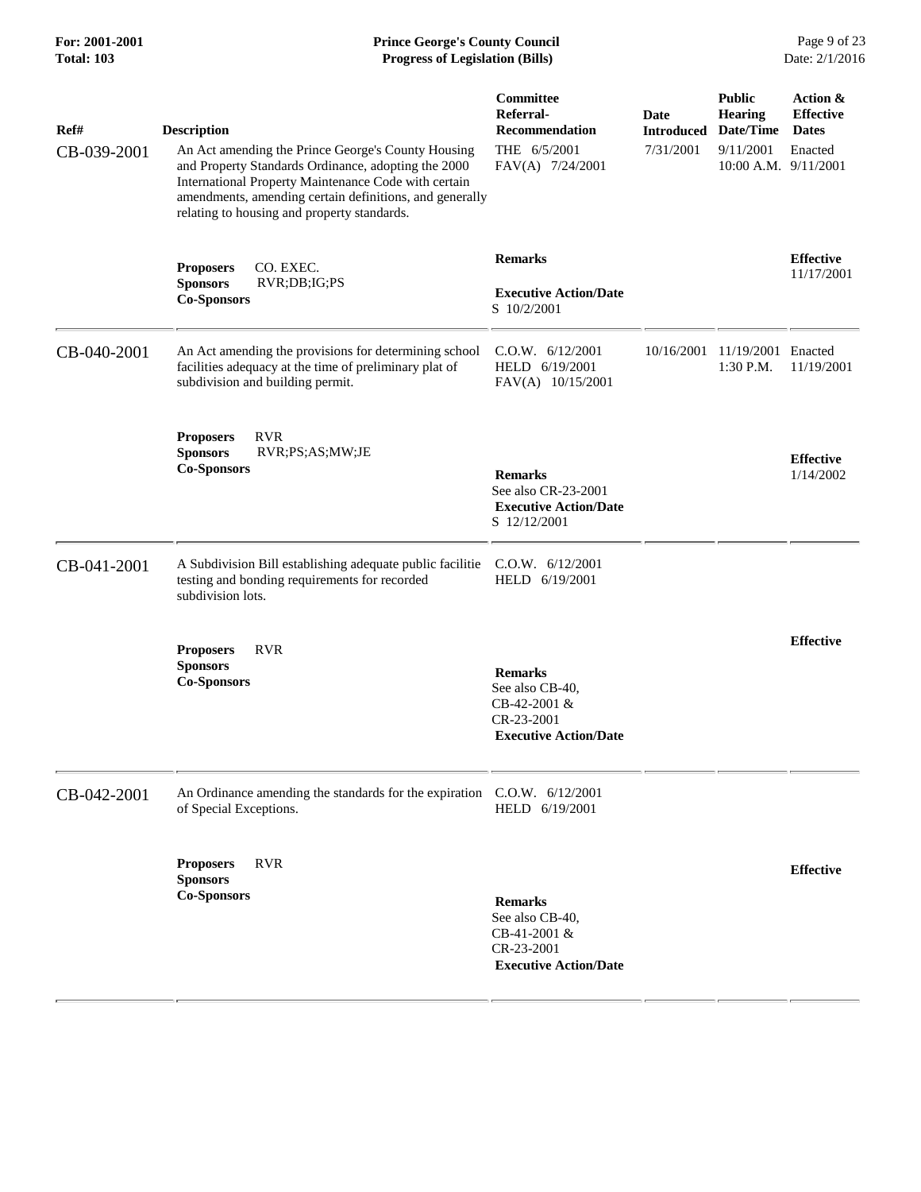| Ref# | Description | Committee Referral-Recommendation | Date Introduced | Public Hearing Date/Time | Action & Effective Dates |
|---|---|---|---|---|---|
| CB-039-2001 | An Act amending the Prince George's County Housing and Property Standards Ordinance, adopting the 2000 International Property Maintenance Code with certain amendments, amending certain definitions, and generally relating to housing and property standards. | THE 6/5/2001<br>FAV(A) 7/24/2001 | 7/31/2001 | 9/11/2001<br>10:00 A.M. | Enacted<br>9/11/2001 |
| | **Proposers** CO. EXEC.<br>**Sponsors** RVR;DB;IG;PS<br>**Co-Sponsors** | **Remarks**<br><br>**Executive Action/Date**<br>S 10/2/2001 | | | **Effective**<br>11/17/2001 |
| CB-040-2001 | An Act amending the provisions for determining school facilities adequacy at the time of preliminary plat of subdivision and building permit. | C.O.W. 6/12/2001<br>HELD 6/19/2001<br>FAV(A) 10/15/2001 | 10/16/2001 | 11/19/2001<br>1:30 P.M. | Enacted<br>11/19/2001 |
| | **Proposers** RVR<br>**Sponsors** RVR;PS;AS;MW;JE<br>**Co-Sponsors** | **Remarks**<br>See also CR-23-2001<br>**Executive Action/Date**<br>S 12/12/2001 | | | **Effective**<br>1/14/2002 |
| CB-041-2001 | A Subdivision Bill establishing adequate public facilitie testing and bonding requirements for recorded subdivision lots. | C.O.W. 6/12/2001<br>HELD 6/19/2001 | | | |
| | **Proposers** RVR<br>**Sponsors**<br>**Co-Sponsors** | **Remarks**<br>See also CB-40,<br>CB-42-2001 &<br>CR-23-2001<br>**Executive Action/Date** | | | **Effective** |
| CB-042-2001 | An Ordinance amending the standards for the expiration of Special Exceptions. | C.O.W. 6/12/2001<br>HELD 6/19/2001 | | | |
| | **Proposers** RVR<br>**Sponsors**<br>**Co-Sponsors** | **Remarks**<br>See also CB-40,<br>CB-41-2001 &<br>CR-23-2001<br>**Executive Action/Date** | | | **Effective** |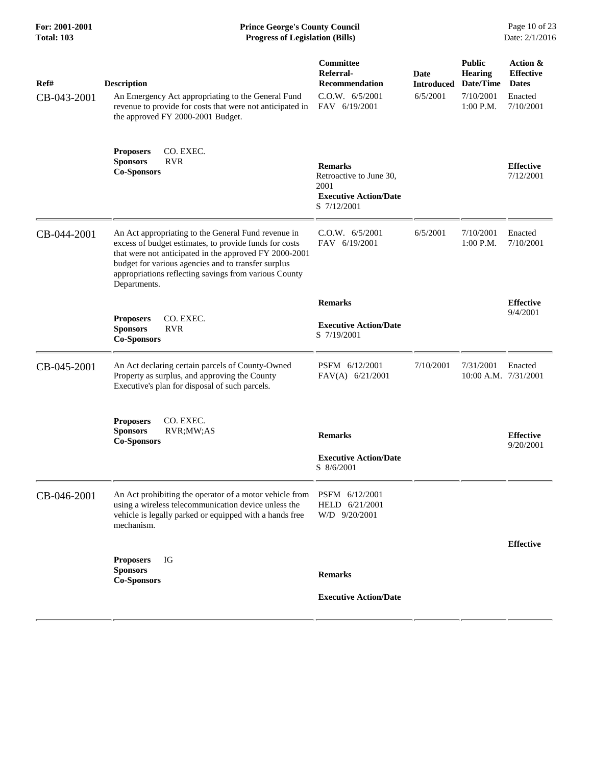| Ref# | Description | Committee Referral-Recommendation | Date Introduced | Public Hearing Date/Time | Action & Effective Dates |
|---|---|---|---|---|---|
| CB-043-2001 | An Emergency Act appropriating to the General Fund revenue to provide for costs that were not anticipated in the approved FY 2000-2001 Budget. | C.O.W. 6/5/2001<br>FAV 6/19/2001 | 6/5/2001 | 7/10/2001<br>1:00 P.M. | Enacted<br>7/10/2001 |
| | **Proposers** CO. EXEC.<br>**Sponsors** RVR<br>**Co-Sponsors** | **Remarks**<br>Retroactive to June 30, 2001<br>**Executive Action/Date**<br>S 7/12/2001 | | | **Effective**<br>7/12/2001 |
| CB-044-2001 | An Act appropriating to the General Fund revenue in excess of budget estimates, to provide funds for costs that were not anticipated in the approved FY 2000-2001 budget for various agencies and to transfer surplus appropriations reflecting savings from various County Departments. | C.O.W. 6/5/2001<br>FAV 6/19/2001 | 6/5/2001 | 7/10/2001<br>1:00 P.M. | Enacted<br>7/10/2001 |
| | **Proposers** CO. EXEC.<br>**Sponsors** RVR<br>**Co-Sponsors** | **Remarks**<br>**Executive Action/Date**<br>S 7/19/2001 | | | **Effective**<br>9/4/2001 |
| CB-045-2001 | An Act declaring certain parcels of County-Owned Property as surplus, and approving the County Executive's plan for disposal of such parcels. | PSFM 6/12/2001<br>FAV(A) 6/21/2001 | 7/10/2001 | 7/31/2001<br>10:00 A.M. | Enacted<br>7/31/2001 |
| | **Proposers** CO. EXEC.<br>**Sponsors** RVR;MW;AS<br>**Co-Sponsors** | **Remarks**<br>**Executive Action/Date**<br>S 8/6/2001 | | | **Effective**<br>9/20/2001 |
| CB-046-2001 | An Act prohibiting the operator of a motor vehicle from using a wireless telecommunication device unless the vehicle is legally parked or equipped with a hands free mechanism. | PSFM 6/12/2001<br>HELD 6/21/2001<br>W/D 9/20/2001 | | | |
| | **Proposers** IG<br>**Sponsors**<br>**Co-Sponsors** | **Remarks**<br>**Executive Action/Date** | | | **Effective** |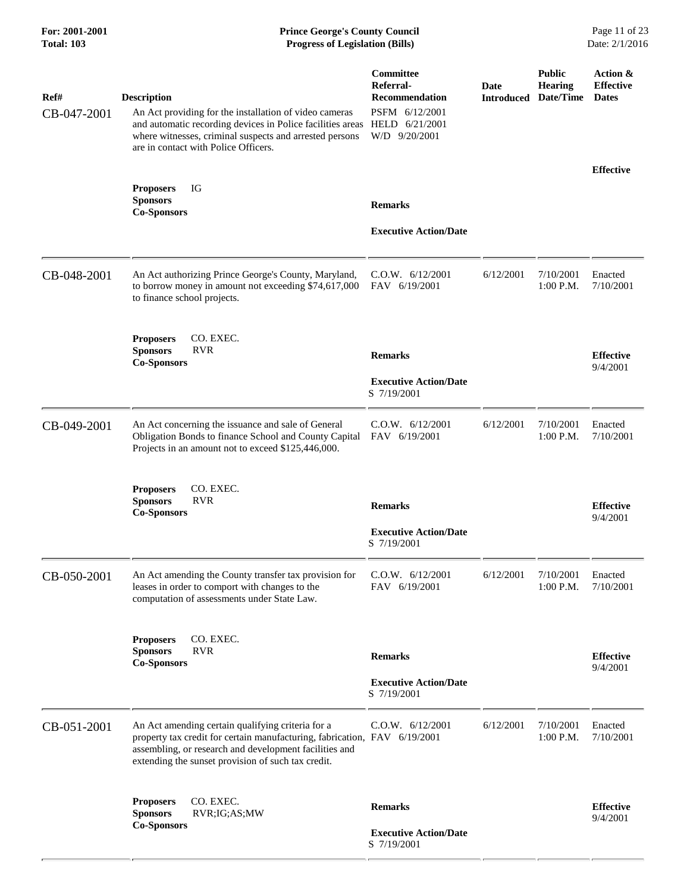| Ref# | Description | Committee Referral-Recommendation | Date Introduced | Public Hearing Date/Time | Action & Effective Dates |
|---|---|---|---|---|---|
| CB-047-2001 | An Act providing for the installation of video cameras and automatic recording devices in Police facilities areas where witnesses, criminal suspects and arrested persons are in contact with Police Officers.<br><br>**Proposers** IG<br>**Sponsors**<br>**Co-Sponsors** | PSFM 6/12/2001<br>HELD 6/21/2001<br>W/D 9/20/2001<br><br>**Remarks**<br><br>**Executive Action/Date** | | | **Effective** |
| CB-048-2001 | An Act authorizing Prince George's County, Maryland, to borrow money in amount not exceeding $74,617,000 to finance school projects.<br><br>**Proposers** CO. EXEC.<br>**Sponsors** RVR<br>**Co-Sponsors** | C.O.W. 6/12/2001<br>FAV 6/19/2001<br><br>**Remarks**<br><br>**Executive Action/Date**<br>S 7/19/2001 | 6/12/2001 | 7/10/2001<br>1:00 P.M. | Enacted<br>7/10/2001<br><br>**Effective**<br>9/4/2001 |
| CB-049-2001 | An Act concerning the issuance and sale of General Obligation Bonds to finance School and County Capital Projects in an amount not to exceed $125,446,000.<br><br>**Proposers** CO. EXEC.<br>**Sponsors** RVR<br>**Co-Sponsors** | C.O.W. 6/12/2001<br>FAV 6/19/2001<br><br>**Remarks**<br><br>**Executive Action/Date**<br>S 7/19/2001 | 6/12/2001 | 7/10/2001<br>1:00 P.M. | Enacted<br>7/10/2001<br><br>**Effective**<br>9/4/2001 |
| CB-050-2001 | An Act amending the County transfer tax provision for leases in order to comport with changes to the computation of assessments under State Law.<br><br>**Proposers** CO. EXEC.<br>**Sponsors** RVR<br>**Co-Sponsors** | C.O.W. 6/12/2001<br>FAV 6/19/2001<br><br>**Remarks**<br><br>**Executive Action/Date**<br>S 7/19/2001 | 6/12/2001 | 7/10/2001<br>1:00 P.M. | Enacted<br>7/10/2001<br><br>**Effective**<br>9/4/2001 |
| CB-051-2001 | An Act amending certain qualifying criteria for a property tax credit for certain manufacturing, fabrication, assembling, or research and development facilities and extending the sunset provision of such tax credit.<br><br>**Proposers** CO. EXEC.<br>**Sponsors** RVR;IG;AS;MW<br>**Co-Sponsors** | C.O.W. 6/12/2001<br>FAV 6/19/2001<br><br>**Remarks**<br><br>**Executive Action/Date**<br>S 7/19/2001 | 6/12/2001 | 7/10/2001<br>1:00 P.M. | Enacted<br>7/10/2001<br><br>**Effective**<br>9/4/2001 |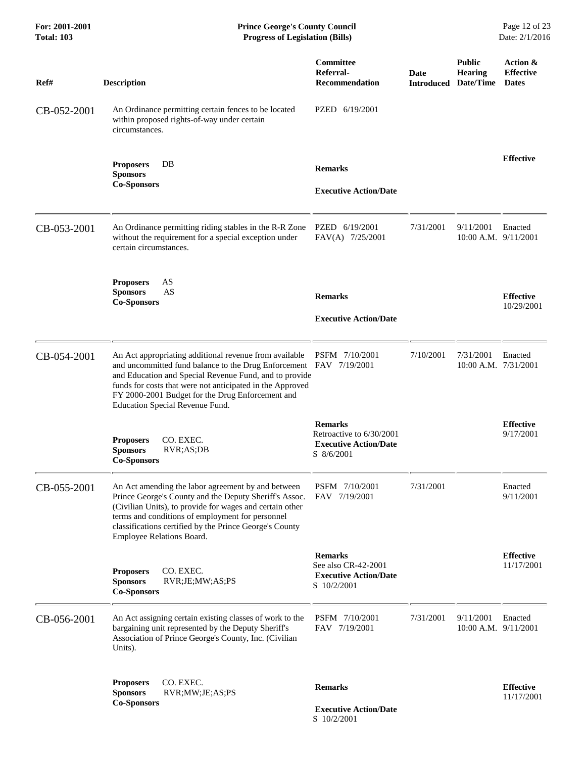| Ref# | Description | Committee Referral-Recommendation | Date Introduced | Public Hearing Date/Time | Action & Effective Dates |
|---|---|---|---|---|---|
| CB-052-2001 | An Ordinance permitting certain fences to be located within proposed rights-of-way under certain circumstances. | PZED 6/19/2001 | | | |
| | **Proposers** DB<br>**Sponsors**<br>**Co-Sponsors** | **Remarks**<br><br>**Executive Action/Date** | | | **Effective** |
| CB-053-2001 | An Ordinance permitting riding stables in the R-R Zone without the requirement for a special exception under certain circumstances. | PZED 6/19/2001<br>FAV(A) 7/25/2001 | 7/31/2001 | 9/11/2001<br>10:00 A.M. | Enacted<br>9/11/2001 |
| | **Proposers** AS<br>**Sponsors** AS<br>**Co-Sponsors** | **Remarks**<br><br>**Executive Action/Date** | | | **Effective**<br>10/29/2001 |
| CB-054-2001 | An Act appropriating additional revenue from available and uncommitted fund balance to the Drug Enforcement and Education and Special Revenue Fund, and to provide funds for costs that were not anticipated in the Approved FY 2000-2001 Budget for the Drug Enforcement and Education Special Revenue Fund. | PSFM 7/10/2001<br>FAV 7/19/2001 | 7/10/2001 | 7/31/2001<br>10:00 A.M. | Enacted<br>7/31/2001 |
| | **Proposers** CO. EXEC.<br>**Sponsors** RVR;AS;DB<br>**Co-Sponsors** | **Remarks**<br>Retroactive to 6/30/2001<br>**Executive Action/Date**<br>S 8/6/2001 | | | **Effective**<br>9/17/2001 |
| CB-055-2001 | An Act amending the labor agreement by and between Prince George's County and the Deputy Sheriff's Assoc. (Civilian Units), to provide for wages and certain other terms and conditions of employment for personnel classifications certified by the Prince George's County Employee Relations Board. | PSFM 7/10/2001<br>FAV 7/19/2001 | 7/31/2001 | | Enacted<br>9/11/2001 |
| | **Proposers** CO. EXEC.<br>**Sponsors** RVR;JE;MW;AS;PS<br>**Co-Sponsors** | **Remarks**<br>See also CR-42-2001<br>**Executive Action/Date**<br>S 10/2/2001 | | | **Effective**<br>11/17/2001 |
| CB-056-2001 | An Act assigning certain existing classes of work to the bargaining unit represented by the Deputy Sheriff's Association of Prince George's County, Inc. (Civilian Units). | PSFM 7/10/2001<br>FAV 7/19/2001 | 7/31/2001 | 9/11/2001<br>10:00 A.M. | Enacted<br>9/11/2001 |
| | **Proposers** CO. EXEC.<br>**Sponsors** RVR;MW;JE;AS;PS<br>**Co-Sponsors** | **Remarks**<br><br>**Executive Action/Date**<br>S 10/2/2001 | | | **Effective**<br>11/17/2001 |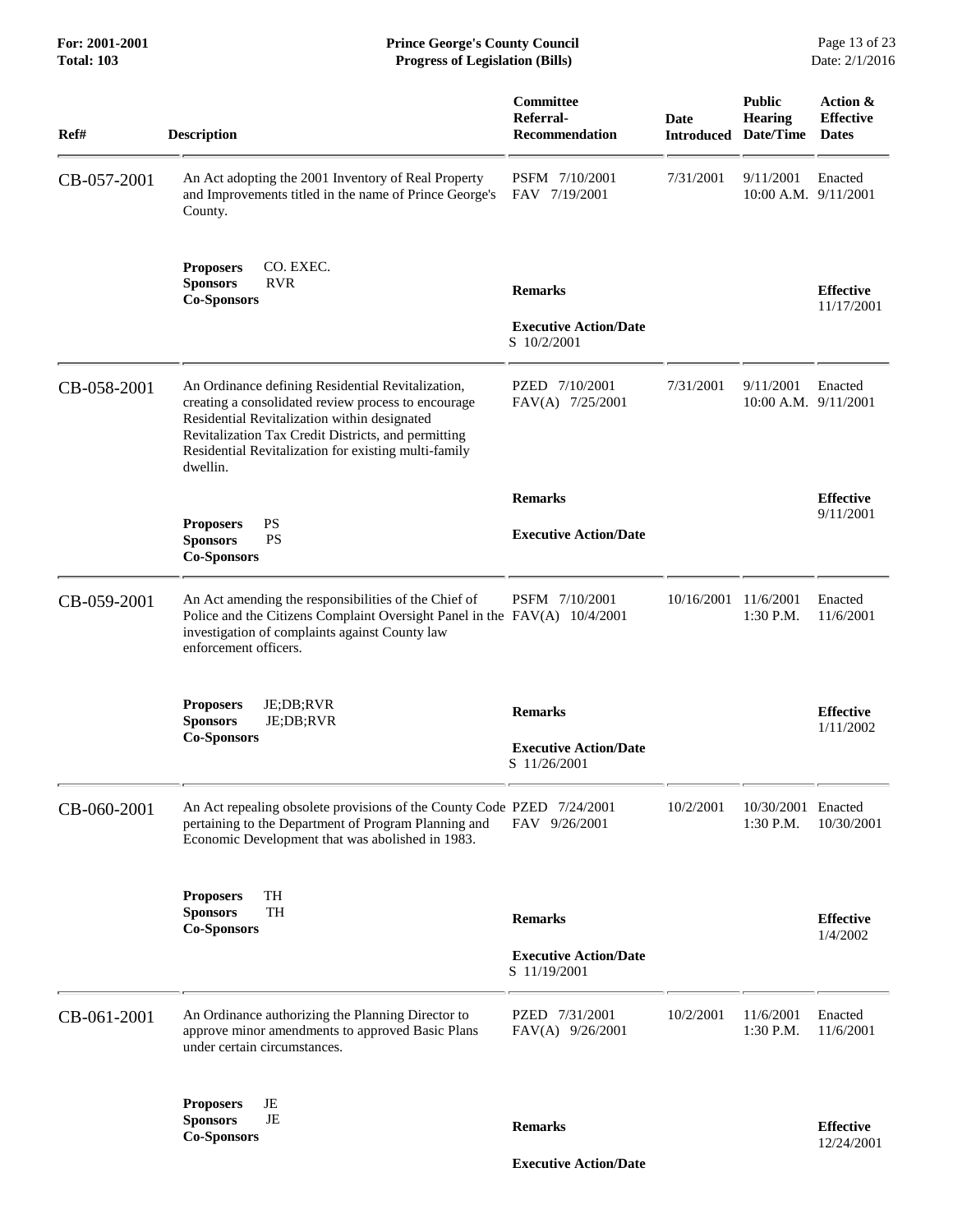| Ref# | Description | Committee Referral-Recommendation | Date Introduced | Public Hearing Date/Time | Action & Effective Dates |
|---|---|---|---|---|---|
| CB-057-2001 | An Act adopting the 2001 Inventory of Real Property and Improvements titled in the name of Prince George's County. | PSFM 7/10/2001<br>FAV 7/19/2001 | 7/31/2001 | 9/11/2001<br>10:00 A.M. | Enacted<br>9/11/2001 |
| | **Proposers** CO. EXEC.<br>**Sponsors** RVR<br>**Co-Sponsors** | **Remarks**<br><br>**Executive Action/Date**<br>S 10/2/2001 | | | **Effective**<br>11/17/2001 |
| CB-058-2001 | An Ordinance defining Residential Revitalization, creating a consolidated review process to encourage Residential Revitalization within designated Revitalization Tax Credit Districts, and permitting Residential Revitalization for existing multi-family dwellin. | PZED 7/10/2001<br>FAV(A) 7/25/2001 | 7/31/2001 | 9/11/2001<br>10:00 A.M. | Enacted<br>9/11/2001 |
| | **Proposers** PS<br>**Sponsors** PS<br>**Co-Sponsors** | **Remarks**<br><br>**Executive Action/Date** | | | **Effective**<br>9/11/2001 |
| CB-059-2001 | An Act amending the responsibilities of the Chief of Police and the Citizens Complaint Oversight Panel in the investigation of complaints against County law enforcement officers. | PSFM 7/10/2001<br>FAV(A) 10/4/2001 | 10/16/2001 | 11/6/2001<br>1:30 P.M. | Enacted<br>11/6/2001 |
| | **Proposers** JE;DB;RVR<br>**Sponsors** JE;DB;RVR<br>**Co-Sponsors** | **Remarks**<br><br>**Executive Action/Date**<br>S 11/26/2001 | | | **Effective**<br>1/11/2002 |
| CB-060-2001 | An Act repealing obsolete provisions of the County Code pertaining to the Department of Program Planning and Economic Development that was abolished in 1983. | PZED 7/24/2001<br>FAV 9/26/2001 | 10/2/2001 | 10/30/2001<br>1:30 P.M. | Enacted<br>10/30/2001 |
| | **Proposers** TH<br>**Sponsors** TH<br>**Co-Sponsors** | **Remarks**<br><br>**Executive Action/Date**<br>S 11/19/2001 | | | **Effective**<br>1/4/2002 |
| CB-061-2001 | An Ordinance authorizing the Planning Director to approve minor amendments to approved Basic Plans under certain circumstances. | PZED 7/31/2001<br>FAV(A) 9/26/2001 | 10/2/2001 | 11/6/2001<br>1:30 P.M. | Enacted<br>11/6/2001 |
| | **Proposers** JE<br>**Sponsors** JE<br>**Co-Sponsors** | **Remarks**<br><br>**Executive Action/Date** | | | **Effective**<br>12/24/2001 |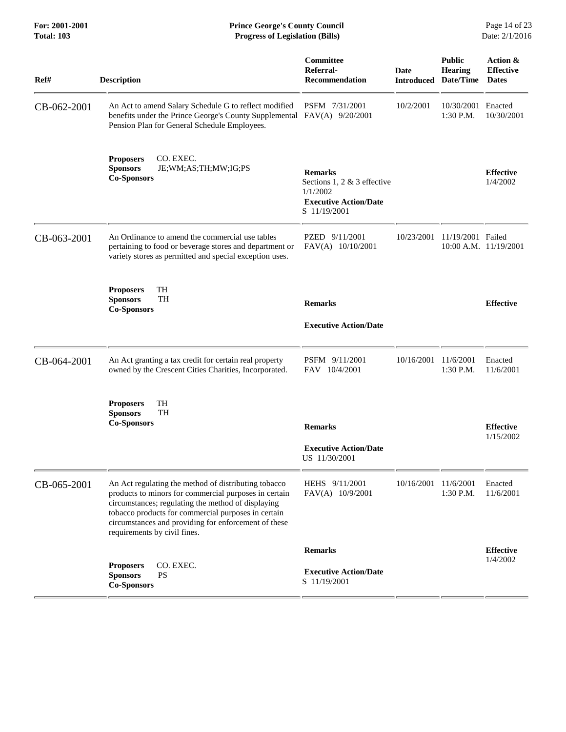| Ref# | Description | Committee Referral-Recommendation | Date Introduced | Public Hearing Date/Time | Action & Effective Dates |
|---|---|---|---|---|---|
| CB-062-2001 | An Act to amend Salary Schedule G to reflect modified benefits under the Prince George's County Supplemental Pension Plan for General Schedule Employees.<br><br>**Proposers** CO. EXEC.<br>**Sponsors** JE;WM;AS;TH;MW;IG;PS<br>**Co-Sponsors** | PSFM 7/31/2001<br>FAV(A) 9/20/2001<br><br>**Remarks**<br>Sections 1, 2 & 3 effective 1/1/2002<br>**Executive Action/Date**<br>S 11/19/2001 | 10/2/2001 | 10/30/2001<br>1:30 P.M. | Enacted<br>10/30/2001<br><br>**Effective**<br>1/4/2002 |
| CB-063-2001 | An Ordinance to amend the commercial use tables pertaining to food or beverage stores and department or variety stores as permitted and special exception uses.<br><br>**Proposers** TH<br>**Sponsors** TH<br>**Co-Sponsors** | PZED 9/11/2001<br>FAV(A) 10/10/2001<br><br>**Remarks**<br><br>**Executive Action/Date** | 10/23/2001 | 11/19/2001<br>10:00 A.M. | Failed<br>11/19/2001<br><br>**Effective** |
| CB-064-2001 | An Act granting a tax credit for certain real property owned by the Crescent Cities Charities, Incorporated.<br><br>**Proposers** TH<br>**Sponsors** TH<br>**Co-Sponsors** | PSFM 9/11/2001<br>FAV 10/4/2001<br><br>**Remarks**<br><br>**Executive Action/Date**<br>US 11/30/2001 | 10/16/2001 | 11/6/2001<br>1:30 P.M. | Enacted<br>11/6/2001<br><br>**Effective**<br>1/15/2002 |
| CB-065-2001 | An Act regulating the method of distributing tobacco products to minors for commercial purposes in certain circumstances; regulating the method of displaying tobacco products for commercial purposes in certain circumstances and providing for enforcement of these requirements by civil fines.<br><br>**Proposers** CO. EXEC.<br>**Sponsors** PS<br>**Co-Sponsors** | HEHS 9/11/2001<br>FAV(A) 10/9/2001<br><br>**Remarks**<br><br>**Executive Action/Date**<br>S 11/19/2001 | 10/16/2001 | 11/6/2001<br>1:30 P.M. | Enacted<br>11/6/2001<br><br>**Effective**<br>1/4/2002 |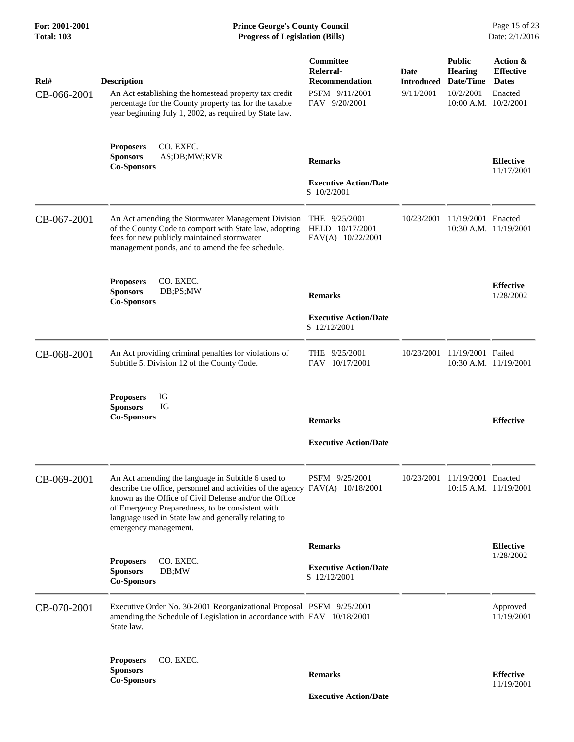| Ref# | Description | Committee Referral-Recommendation | Date Introduced | Public Hearing Date/Time | Action & Effective Dates |
|---|---|---|---|---|---|
| CB-066-2001 | An Act establishing the homestead property tax credit percentage for the County property tax for the taxable year beginning July 1, 2002, as required by State law. | PSFM 9/11/2001<br>FAV 9/20/2001 | 9/11/2001 | 10/2/2001<br>10:00 A.M. | Enacted<br>10/2/2001 |
| | **Proposers** CO. EXEC.<br>**Sponsors** AS;DB;MW;RVR<br>**Co-Sponsors** | **Remarks**<br><br>**Executive Action/Date**<br>S 10/2/2001 | | | **Effective**<br>11/17/2001 |
| CB-067-2001 | An Act amending the Stormwater Management Division of the County Code to comport with State law, adopting fees for new publicly maintained stormwater management ponds, and to amend the fee schedule. | THE 9/25/2001<br>HELD 10/17/2001<br>FAV(A) 10/22/2001 | 10/23/2001 | 11/19/2001<br>10:30 A.M. | Enacted<br>11/19/2001 |
| | **Proposers** CO. EXEC.<br>**Sponsors** DB;PS;MW<br>**Co-Sponsors** | **Remarks**<br><br>**Executive Action/Date**<br>S 12/12/2001 | | | **Effective**<br>1/28/2002 |
| CB-068-2001 | An Act providing criminal penalties for violations of Subtitle 5, Division 12 of the County Code. | THE 9/25/2001<br>FAV 10/17/2001 | 10/23/2001 | 11/19/2001<br>10:30 A.M. | Failed<br>11/19/2001 |
| | **Proposers** IG<br>**Sponsors** IG<br>**Co-Sponsors** | **Remarks**<br><br>**Executive Action/Date** | | | **Effective** |
| CB-069-2001 | An Act amending the language in Subtitle 6 used to describe the office, personnel and activities of the agency known as the Office of Civil Defense and/or the Office of Emergency Preparedness, to be consistent with language used in State law and generally relating to emergency management. | PSFM 9/25/2001<br>FAV(A) 10/18/2001 | 10/23/2001 | 11/19/2001<br>10:15 A.M. | Enacted<br>11/19/2001 |
| | **Proposers** CO. EXEC.<br>**Sponsors** DB;MW<br>**Co-Sponsors** | **Remarks**<br><br>**Executive Action/Date**<br>S 12/12/2001 | | | **Effective**<br>1/28/2002 |
| CB-070-2001 | Executive Order No. 30-2001 Reorganizational Proposal amending the Schedule of Legislation in accordance with State law. | PSFM 9/25/2001<br>FAV 10/18/2001 | | | Approved<br>11/19/2001 |
| | **Proposers** CO. EXEC.<br>**Sponsors**<br>**Co-Sponsors** | **Remarks**<br><br>**Executive Action/Date** | | | **Effective**<br>11/19/2001 |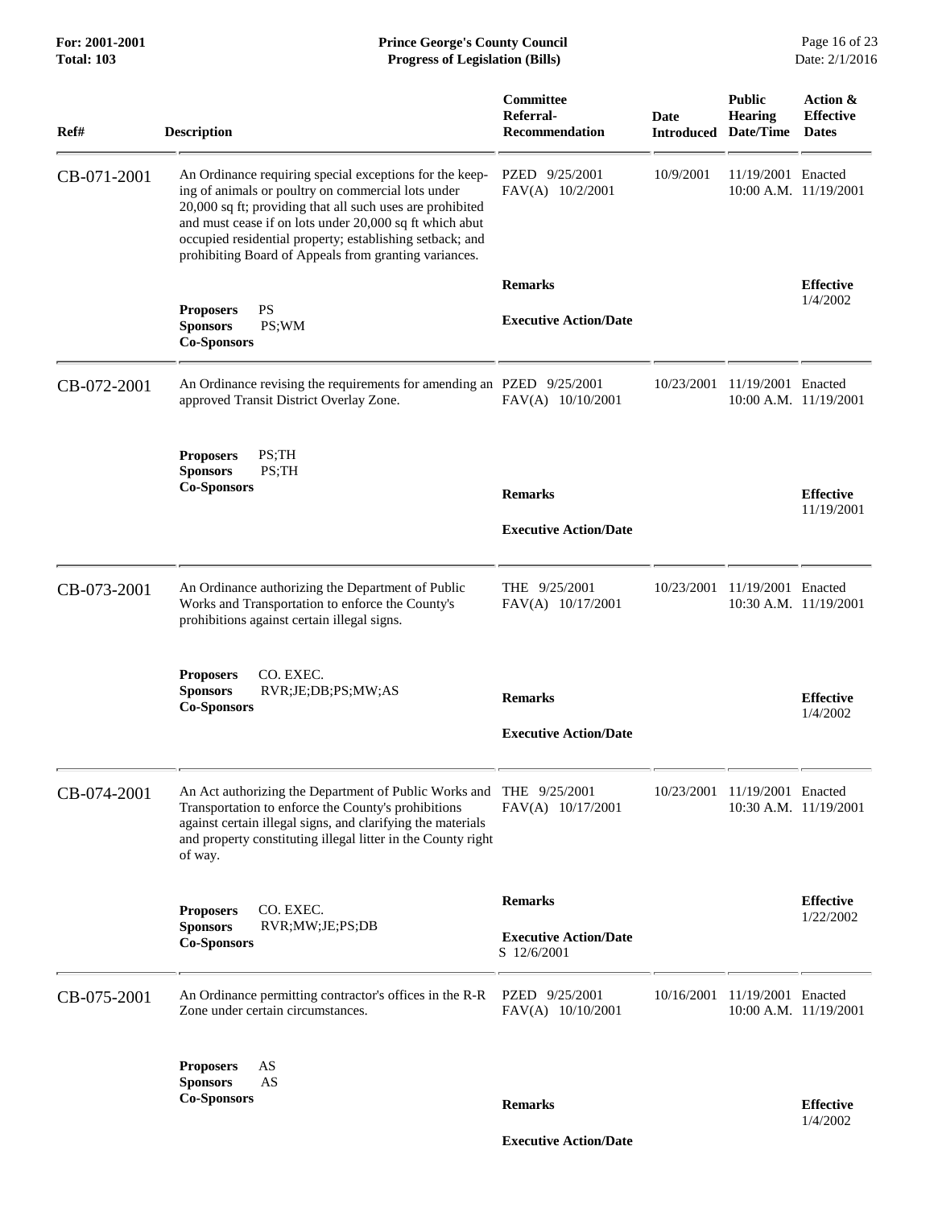| Ref# | Description | Committee Referral-Recommendation | Date Introduced | Public Hearing Date/Time | Action & Effective Dates |
|---|---|---|---|---|---|
| CB-071-2001 | An Ordinance requiring special exceptions for the keeping of animals or poultry on commercial lots under 20,000 sq ft; providing that all such uses are prohibited and must cease if on lots under 20,000 sq ft which abut occupied residential property; establishing setback; and prohibiting Board of Appeals from granting variances. | PZED 9/25/2001 FAV(A) 10/2/2001 | 10/9/2001 | 11/19/2001 10:00 A.M. | Enacted 11/19/2001 |
| | **Proposers** PS **Sponsors** PS;WM **Co-Sponsors** | **Remarks** **Executive Action/Date** | | | **Effective** 1/4/2002 |
| CB-072-2001 | An Ordinance revising the requirements for amending an approved Transit District Overlay Zone. | PZED 9/25/2001 FAV(A) 10/10/2001 | 10/23/2001 | 11/19/2001 10:00 A.M. | Enacted 11/19/2001 |
| | **Proposers** PS;TH **Sponsors** PS;TH **Co-Sponsors** | **Remarks** **Executive Action/Date** | | | **Effective** 11/19/2001 |
| CB-073-2001 | An Ordinance authorizing the Department of Public Works and Transportation to enforce the County's prohibitions against certain illegal signs. | THE 9/25/2001 FAV(A) 10/17/2001 | 10/23/2001 | 11/19/2001 10:30 A.M. | Enacted 11/19/2001 |
| | **Proposers** CO. EXEC. **Sponsors** RVR;JE;DB;PS;MW;AS **Co-Sponsors** | **Remarks** **Executive Action/Date** | | | **Effective** 1/4/2002 |
| CB-074-2001 | An Act authorizing the Department of Public Works and Transportation to enforce the County's prohibitions against certain illegal signs, and clarifying the materials and property constituting illegal litter in the County right of way. | THE 9/25/2001 FAV(A) 10/17/2001 | 10/23/2001 | 11/19/2001 10:30 A.M. | Enacted 11/19/2001 |
| | **Proposers** CO. EXEC. **Sponsors** RVR;MW;JE;PS;DB **Co-Sponsors** | **Remarks** **Executive Action/Date** S 12/6/2001 | | | **Effective** 1/22/2002 |
| CB-075-2001 | An Ordinance permitting contractor's offices in the R-R Zone under certain circumstances. | PZED 9/25/2001 FAV(A) 10/10/2001 | 10/16/2001 | 11/19/2001 10:00 A.M. | Enacted 11/19/2001 |
| | **Proposers** AS **Sponsors** AS **Co-Sponsors** | **Remarks** **Executive Action/Date** | | | **Effective** 1/4/2002 |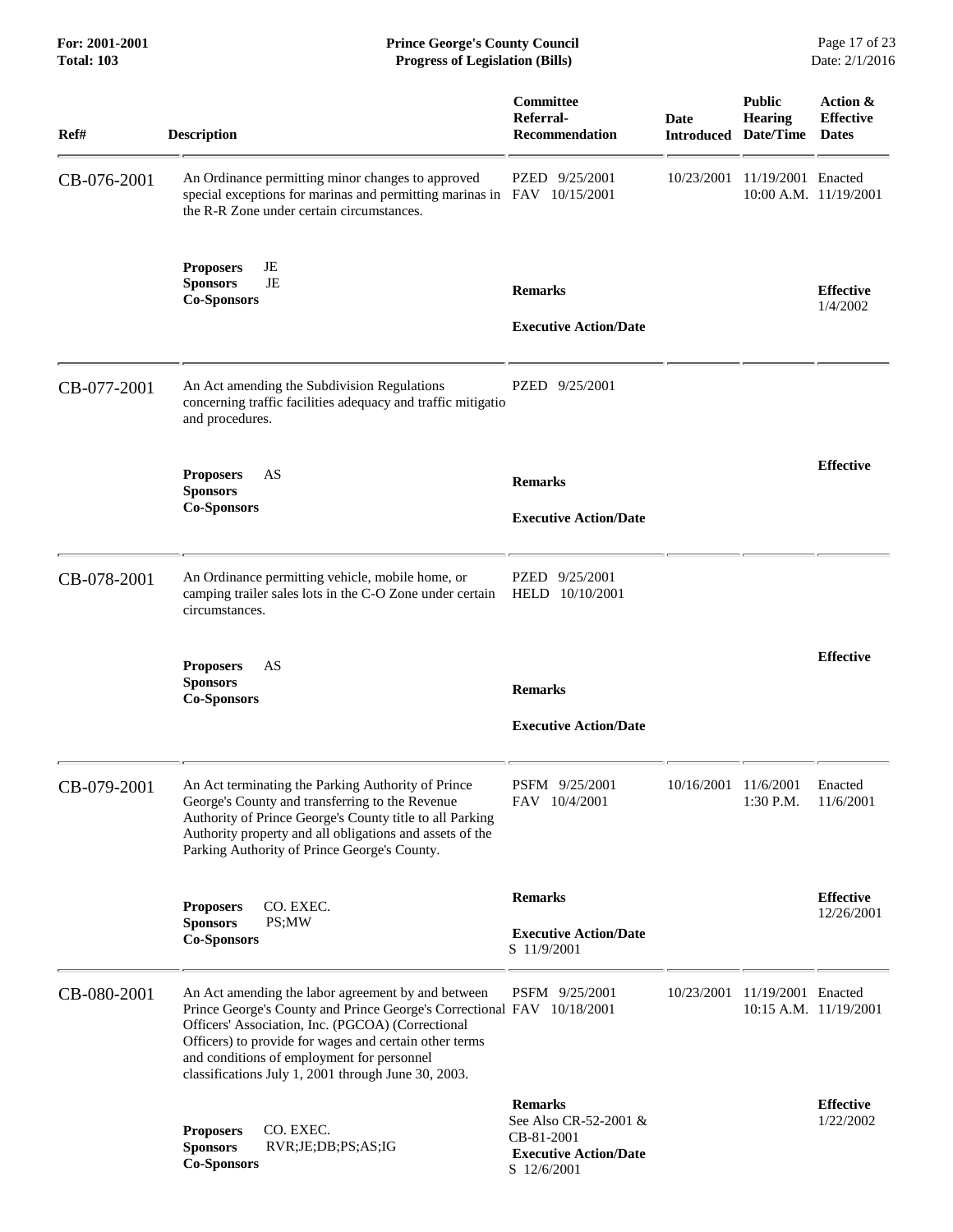| Ref# | Description | Committee Referral-Recommendation | Date Introduced | Public Hearing Date/Time | Action & Effective Dates |
|---|---|---|---|---|---|
| CB-076-2001 | An Ordinance permitting minor changes to approved special exceptions for marinas and permitting marinas in the R-R Zone under certain circumstances. | PZED 9/25/2001<br>FAV 10/15/2001 | 10/23/2001 | 11/19/2001<br>10:00 A.M. | Enacted<br>11/19/2001 |
| | **Proposers** JE<br>**Sponsors** JE<br>**Co-Sponsors** | **Remarks**<br><br>**Executive Action/Date** | | | **Effective**<br>1/4/2002 |
| CB-077-2001 | An Act amending the Subdivision Regulations concerning traffic facilities adequacy and traffic mitigatio and procedures. | PZED 9/25/2001 | | | |
| | **Proposers** AS<br>**Sponsors**<br>**Co-Sponsors** | **Remarks**<br><br>**Executive Action/Date** | | | **Effective** |
| CB-078-2001 | An Ordinance permitting vehicle, mobile home, or camping trailer sales lots in the C-O Zone under certain circumstances. | PZED 9/25/2001<br>HELD 10/10/2001 | | | |
| | **Proposers** AS<br>**Sponsors**<br>**Co-Sponsors** | **Remarks**<br><br>**Executive Action/Date** | | | **Effective** |
| CB-079-2001 | An Act terminating the Parking Authority of Prince George's County and transferring to the Revenue Authority of Prince George's County title to all Parking Authority property and all obligations and assets of the Parking Authority of Prince George's County. | PSFM 9/25/2001<br>FAV 10/4/2001 | 10/16/2001 | 11/6/2001<br>1:30 P.M. | Enacted<br>11/6/2001 |
| | **Proposers** CO. EXEC.<br>**Sponsors** PS;MW<br>**Co-Sponsors** | **Remarks**<br><br>**Executive Action/Date**<br>S 11/9/2001 | | | **Effective**<br>12/26/2001 |
| CB-080-2001 | An Act amending the labor agreement by and between Prince George's County and Prince George's Correctional Officers' Association, Inc. (PGCOA) (Correctional Officers) to provide for wages and certain other terms and conditions of employment for personnel classifications July 1, 2001 through June 30, 2003. | PSFM 9/25/2001<br>FAV 10/18/2001 | 10/23/2001 | 11/19/2001<br>10:15 A.M. | Enacted<br>11/19/2001 |
| | **Proposers** CO. EXEC.<br>**Sponsors** RVR;JE;DB;PS;AS;IG<br>**Co-Sponsors** | **Remarks**<br>See Also CR-52-2001 & CB-81-2001<br>**Executive Action/Date**<br>S 12/6/2001 | | | **Effective**<br>1/22/2002 |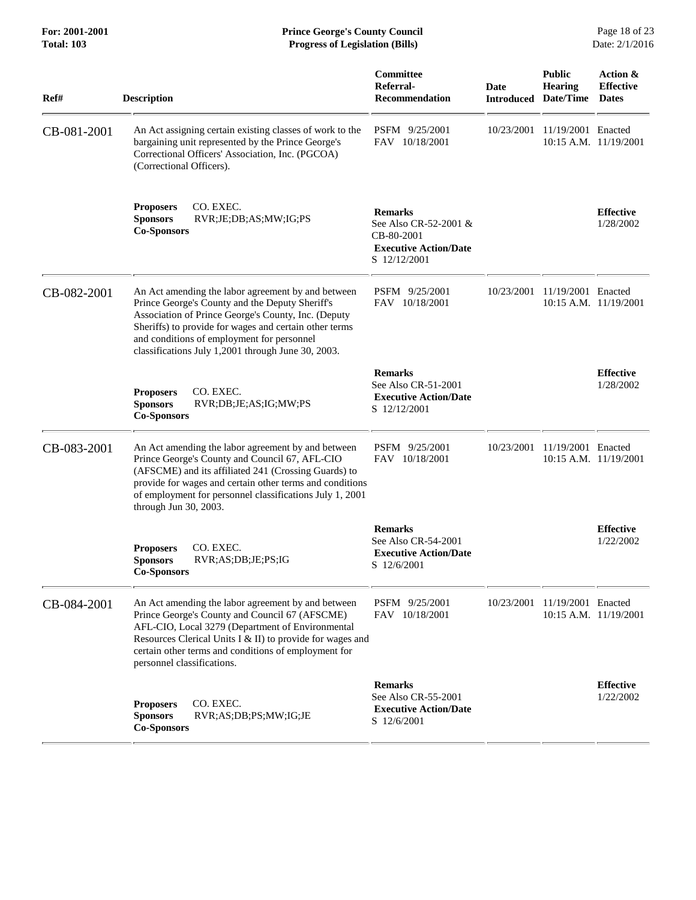| Ref# | Description | Committee Referral-Recommendation | Date Introduced | Public Hearing Date/Time | Action & Effective Dates |
|---|---|---|---|---|---|
| CB-081-2001 | An Act assigning certain existing classes of work to the bargaining unit represented by the Prince George's Correctional Officers' Association, Inc. (PGCOA) (Correctional Officers). | PSFM 9/25/2001<br>FAV 10/18/2001 | 10/23/2001 | 11/19/2001<br>10:15 A.M. | Enacted<br>11/19/2001 |
| | **Proposers** CO. EXEC.<br>**Sponsors** RVR;JE;DB;AS;MW;IG;PS<br>**Co-Sponsors** | **Remarks**<br>See Also CR-52-2001 & CB-80-2001<br>**Executive Action/Date**<br>S 12/12/2001 | | | **Effective**<br>1/28/2002 |
| CB-082-2001 | An Act amending the labor agreement by and between Prince George's County and the Deputy Sheriff's Association of Prince George's County, Inc. (Deputy Sheriffs) to provide for wages and certain other terms and conditions of employment for personnel classifications July 1,2001 through June 30, 2003. | PSFM 9/25/2001<br>FAV 10/18/2001 | 10/23/2001 | 11/19/2001<br>10:15 A.M. | Enacted<br>11/19/2001 |
| | **Proposers** CO. EXEC.<br>**Sponsors** RVR;DB;JE;AS;IG;MW;PS<br>**Co-Sponsors** | **Remarks**<br>See Also CR-51-2001<br>**Executive Action/Date**<br>S 12/12/2001 | | | **Effective**<br>1/28/2002 |
| CB-083-2001 | An Act amending the labor agreement by and between Prince George's County and Council 67, AFL-CIO (AFSCME) and its affiliated 241 (Crossing Guards) to provide for wages and certain other terms and conditions of employment for personnel classifications July 1, 2001 through Jun 30, 2003. | PSFM 9/25/2001<br>FAV 10/18/2001 | 10/23/2001 | 11/19/2001<br>10:15 A.M. | Enacted<br>11/19/2001 |
| | **Proposers** CO. EXEC.<br>**Sponsors** RVR;AS;DB;JE;PS;IG<br>**Co-Sponsors** | **Remarks**<br>See Also CR-54-2001<br>**Executive Action/Date**<br>S 12/6/2001 | | | **Effective**<br>1/22/2002 |
| CB-084-2001 | An Act amending the labor agreement by and between Prince George's County and Council 67 (AFSCME) AFL-CIO, Local 3279 (Department of Environmental Resources Clerical Units I & II) to provide for wages and certain other terms and conditions of employment for personnel classifications. | PSFM 9/25/2001<br>FAV 10/18/2001 | 10/23/2001 | 11/19/2001<br>10:15 A.M. | Enacted<br>11/19/2001 |
| | **Proposers** CO. EXEC.<br>**Sponsors** RVR;AS;DB;PS;MW;IG;JE<br>**Co-Sponsors** | **Remarks**<br>See Also CR-55-2001<br>**Executive Action/Date**<br>S 12/6/2001 | | | **Effective**<br>1/22/2002 |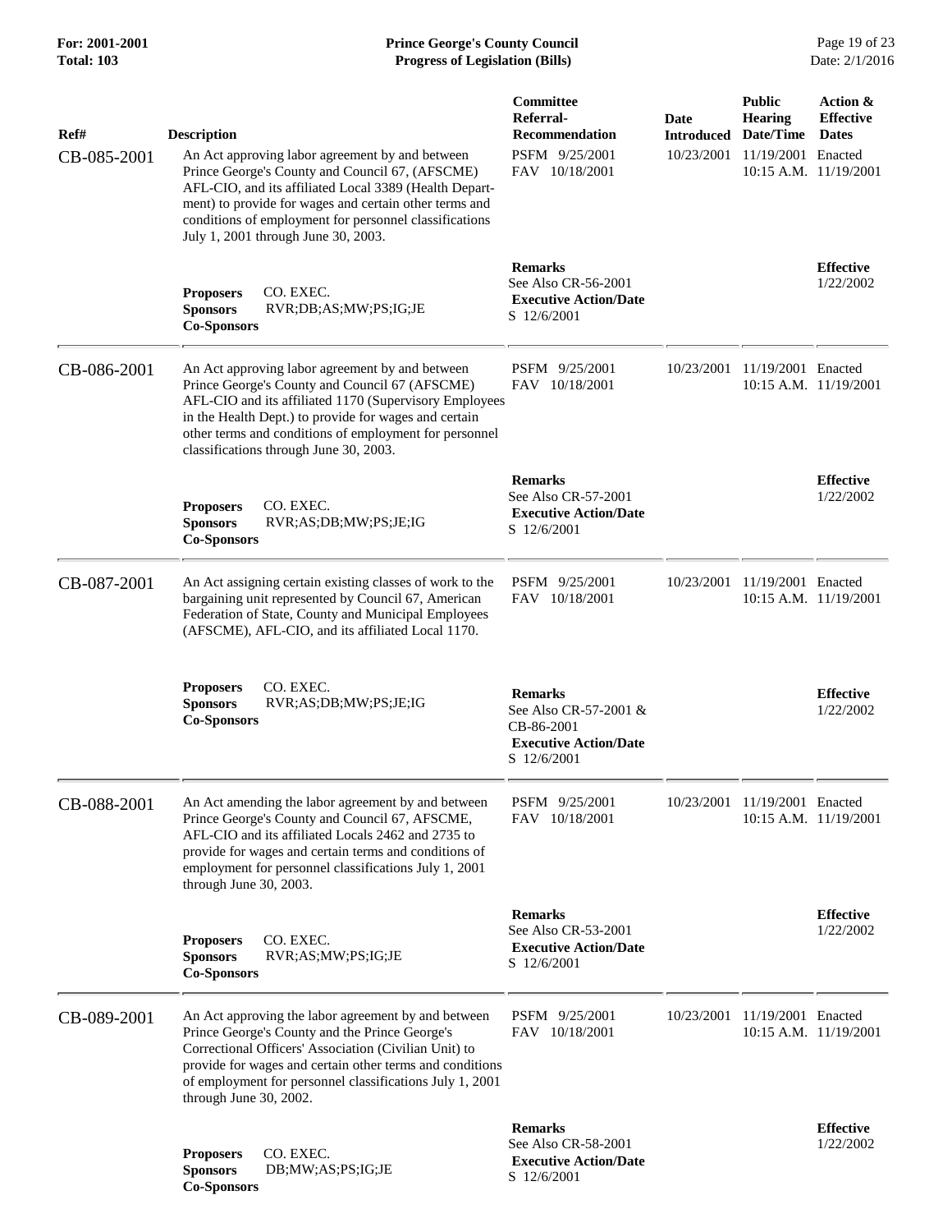| Ref# | Description | Committee Referral-Recommendation | Date Introduced | Public Hearing Date/Time | Action & Effective Dates |
|---|---|---|---|---|---|
| CB-085-2001 | An Act approving labor agreement by and between Prince George's County and Council 67, (AFSCME) AFL-CIO, and its affiliated Local 3389 (Health Department) to provide for wages and certain other terms and conditions of employment for personnel classifications July 1, 2001 through June 30, 2003. | PSFM 9/25/2001<br>FAV 10/18/2001 | 10/23/2001 | 11/19/2001<br>10:15 A.M. | Enacted<br>11/19/2001 |
| | **Proposers** CO. EXEC.<br>**Sponsors** RVR;DB;AS;MW;PS;IG;JE<br>**Co-Sponsors** | **Remarks**<br>See Also CR-56-2001<br>**Executive Action/Date**<br>S 12/6/2001 | | | **Effective**<br>1/22/2002 |
| CB-086-2001 | An Act approving labor agreement by and between Prince George's County and Council 67 (AFSCME) AFL-CIO and its affiliated 1170 (Supervisory Employees in the Health Dept.) to provide for wages and certain other terms and conditions of employment for personnel classifications through June 30, 2003. | PSFM 9/25/2001<br>FAV 10/18/2001 | 10/23/2001 | 11/19/2001<br>10:15 A.M. | Enacted<br>11/19/2001 |
| | **Proposers** CO. EXEC.<br>**Sponsors** RVR;AS;DB;MW;PS;JE;IG<br>**Co-Sponsors** | **Remarks**<br>See Also CR-57-2001<br>**Executive Action/Date**<br>S 12/6/2001 | | | **Effective**<br>1/22/2002 |
| CB-087-2001 | An Act assigning certain existing classes of work to the bargaining unit represented by Council 67, American Federation of State, County and Municipal Employees (AFSCME), AFL-CIO, and its affiliated Local 1170. | PSFM 9/25/2001<br>FAV 10/18/2001 | 10/23/2001 | 11/19/2001<br>10:15 A.M. | Enacted<br>11/19/2001 |
| | **Proposers** CO. EXEC.<br>**Sponsors** RVR;AS;DB;MW;PS;JE;IG<br>**Co-Sponsors** | **Remarks**<br>See Also CR-57-2001 & CB-86-2001<br>**Executive Action/Date**<br>S 12/6/2001 | | | **Effective**<br>1/22/2002 |
| CB-088-2001 | An Act amending the labor agreement by and between Prince George's County and Council 67, AFSCME, AFL-CIO and its affiliated Locals 2462 and 2735 to provide for wages and certain terms and conditions of employment for personnel classifications July 1, 2001 through June 30, 2003. | PSFM 9/25/2001<br>FAV 10/18/2001 | 10/23/2001 | 11/19/2001<br>10:15 A.M. | Enacted<br>11/19/2001 |
| | **Proposers** CO. EXEC.<br>**Sponsors** RVR;AS;MW;PS;IG;JE<br>**Co-Sponsors** | **Remarks**<br>See Also CR-53-2001<br>**Executive Action/Date**<br>S 12/6/2001 | | | **Effective**<br>1/22/2002 |
| CB-089-2001 | An Act approving the labor agreement by and between Prince George's County and the Prince George's Correctional Officers' Association (Civilian Unit) to provide for wages and certain other terms and conditions of employment for personnel classifications July 1, 2001 through June 30, 2002. | PSFM 9/25/2001<br>FAV 10/18/2001 | 10/23/2001 | 11/19/2001<br>10:15 A.M. | Enacted<br>11/19/2001 |
| | **Proposers** CO. EXEC.<br>**Sponsors** DB;MW;AS;PS;IG;JE<br>**Co-Sponsors** | **Remarks**<br>See Also CR-58-2001<br>**Executive Action/Date**<br>S 12/6/2001 | | | **Effective**<br>1/22/2002 |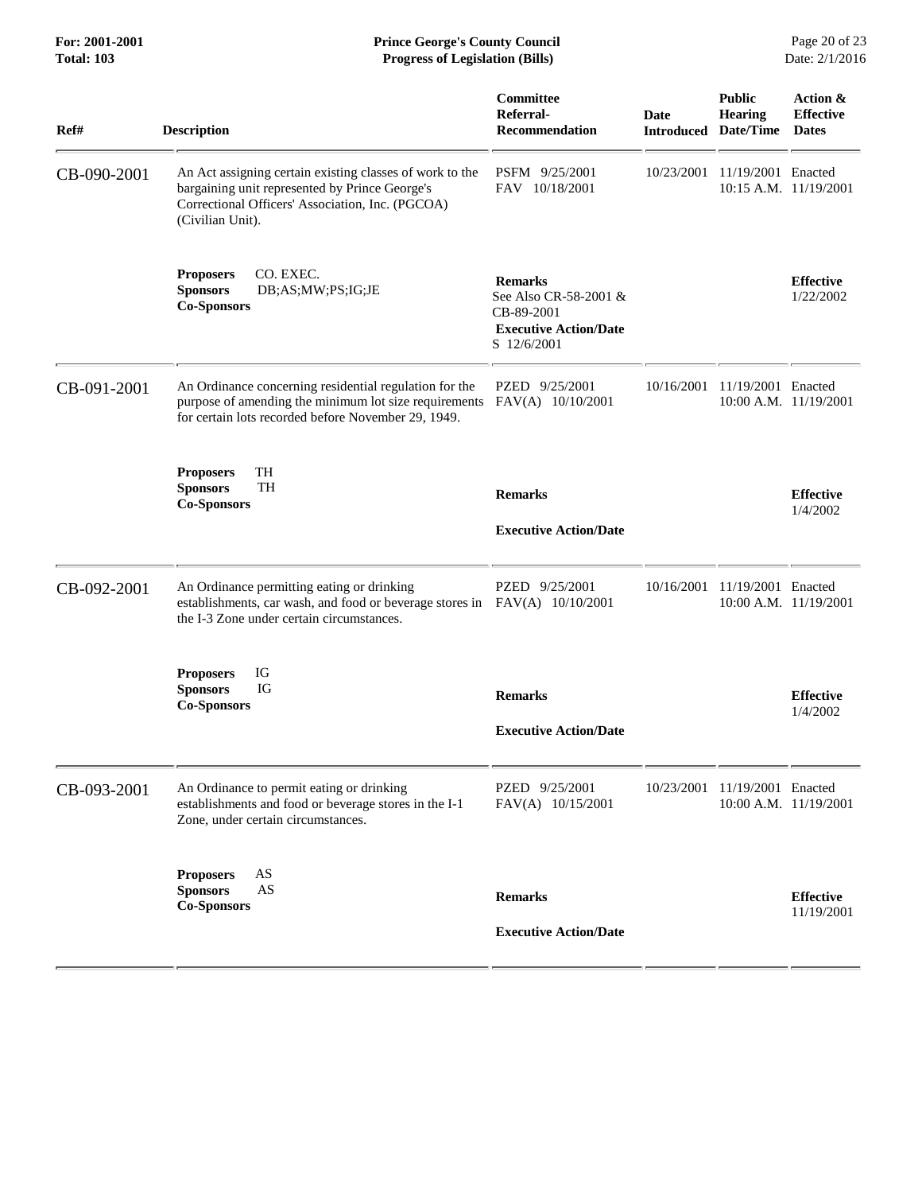| Ref# | Description | Committee Referral-Recommendation | Date Introduced | Public Hearing Date/Time | Action & Effective Dates |
|---|---|---|---|---|---|
| CB-090-2001 | An Act assigning certain existing classes of work to the bargaining unit represented by Prince George's Correctional Officers' Association, Inc. (PGCOA) (Civilian Unit). | PSFM 9/25/2001<br>FAV 10/18/2001 | 10/23/2001 | 11/19/2001<br>10:15 A.M. | Enacted<br>11/19/2001 |
| | **Proposers** CO. EXEC.<br>**Sponsors** DB;AS;MW;PS;IG;JE<br>**Co-Sponsors** | **Remarks**<br>See Also CR-58-2001 & CB-89-2001<br>**Executive Action/Date**<br>S 12/6/2001 | | | **Effective**<br>1/22/2002 |
| CB-091-2001 | An Ordinance concerning residential regulation for the purpose of amending the minimum lot size requirements for certain lots recorded before November 29, 1949. | PZED 9/25/2001<br>FAV(A) 10/10/2001 | 10/16/2001 | 11/19/2001<br>10:00 A.M. | Enacted<br>11/19/2001 |
| | **Proposers** TH<br>**Sponsors** TH<br>**Co-Sponsors** | **Remarks**<br>**Executive Action/Date** | | | **Effective**<br>1/4/2002 |
| CB-092-2001 | An Ordinance permitting eating or drinking establishments, car wash, and food or beverage stores in the I-3 Zone under certain circumstances. | PZED 9/25/2001<br>FAV(A) 10/10/2001 | 10/16/2001 | 11/19/2001<br>10:00 A.M. | Enacted<br>11/19/2001 |
| | **Proposers** IG<br>**Sponsors** IG<br>**Co-Sponsors** | **Remarks**<br>**Executive Action/Date** | | | **Effective**<br>1/4/2002 |
| CB-093-2001 | An Ordinance to permit eating or drinking establishments and food or beverage stores in the I-1 Zone, under certain circumstances. | PZED 9/25/2001<br>FAV(A) 10/15/2001 | 10/23/2001 | 11/19/2001<br>10:00 A.M. | Enacted<br>11/19/2001 |
| | **Proposers** AS<br>**Sponsors** AS<br>**Co-Sponsors** | **Remarks**<br>**Executive Action/Date** | | | **Effective**<br>11/19/2001 |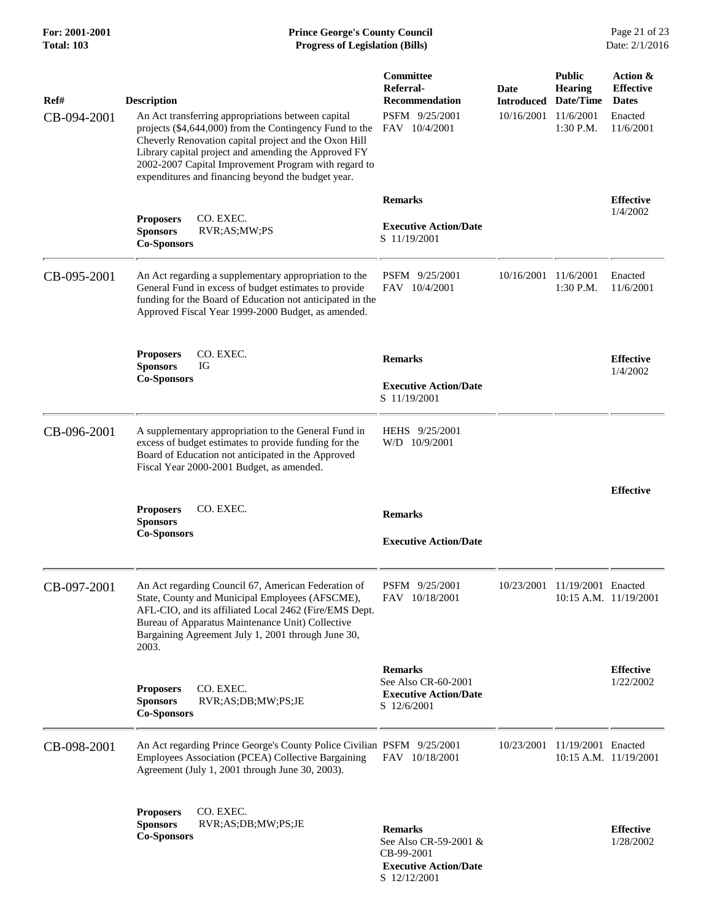| Ref# | Description | Committee Referral-Recommendation | Date Introduced | Public Hearing Date/Time | Action & Effective Dates |
|---|---|---|---|---|---|
| CB-094-2001 | An Act transferring appropriations between capital projects ($4,644,000) from the Contingency Fund to the Cheverly Renovation capital project and the Oxon Hill Library capital project and amending the Approved FY 2002-2007 Capital Improvement Program with regard to expenditures and financing beyond the budget year. | PSFM 9/25/2001<br>FAV 10/4/2001 | 10/16/2001 | 11/6/2001<br>1:30 P.M. | Enacted<br>11/6/2001 |
| | **Proposers** CO. EXEC.<br>**Sponsors** RVR;AS;MW;PS<br>**Co-Sponsors** | **Remarks**<br><br>**Executive Action/Date**<br>S 11/19/2001 | | | **Effective**<br>1/4/2002 |
| CB-095-2001 | An Act regarding a supplementary appropriation to the General Fund in excess of budget estimates to provide funding for the Board of Education not anticipated in the Approved Fiscal Year 1999-2000 Budget, as amended. | PSFM 9/25/2001<br>FAV 10/4/2001 | 10/16/2001 | 11/6/2001<br>1:30 P.M. | Enacted<br>11/6/2001 |
| | **Proposers** CO. EXEC.<br>**Sponsors** IG<br>**Co-Sponsors** | **Remarks**<br><br>**Executive Action/Date**<br>S 11/19/2001 | | | **Effective**<br>1/4/2002 |
| CB-096-2001 | A supplementary appropriation to the General Fund in excess of budget estimates to provide funding for the Board of Education not anticipated in the Approved Fiscal Year 2000-2001 Budget, as amended. | HEHS 9/25/2001<br>W/D 10/9/2001 | | | |
| | **Proposers** CO. EXEC.<br>**Sponsors**<br>**Co-Sponsors** | **Remarks**<br><br>**Executive Action/Date** | | | **Effective** |
| CB-097-2001 | An Act regarding Council 67, American Federation of State, County and Municipal Employees (AFSCME), AFL-CIO, and its affiliated Local 2462 (Fire/EMS Dept. Bureau of Apparatus Maintenance Unit) Collective Bargaining Agreement July 1, 2001 through June 30, 2003. | PSFM 9/25/2001<br>FAV 10/18/2001 | 10/23/2001 | 11/19/2001<br>10:15 A.M. | Enacted<br>11/19/2001 |
| | **Proposers** CO. EXEC.<br>**Sponsors** RVR;AS;DB;MW;PS;JE<br>**Co-Sponsors** | **Remarks**<br>See Also CR-60-2001<br>**Executive Action/Date**<br>S 12/6/2001 | | | **Effective**<br>1/22/2002 |
| CB-098-2001 | An Act regarding Prince George's County Police Civilian Employees Association (PCEA) Collective Bargaining Agreement (July 1, 2001 through June 30, 2003). | PSFM 9/25/2001<br>FAV 10/18/2001 | 10/23/2001 | 11/19/2001<br>10:15 A.M. | Enacted<br>11/19/2001 |
| | **Proposers** CO. EXEC.<br>**Sponsors** RVR;AS;DB;MW;PS;JE<br>**Co-Sponsors** | **Remarks**<br>See Also CR-59-2001 & CB-99-2001<br>**Executive Action/Date**<br>S 12/12/2001 | | | **Effective**<br>1/28/2002 |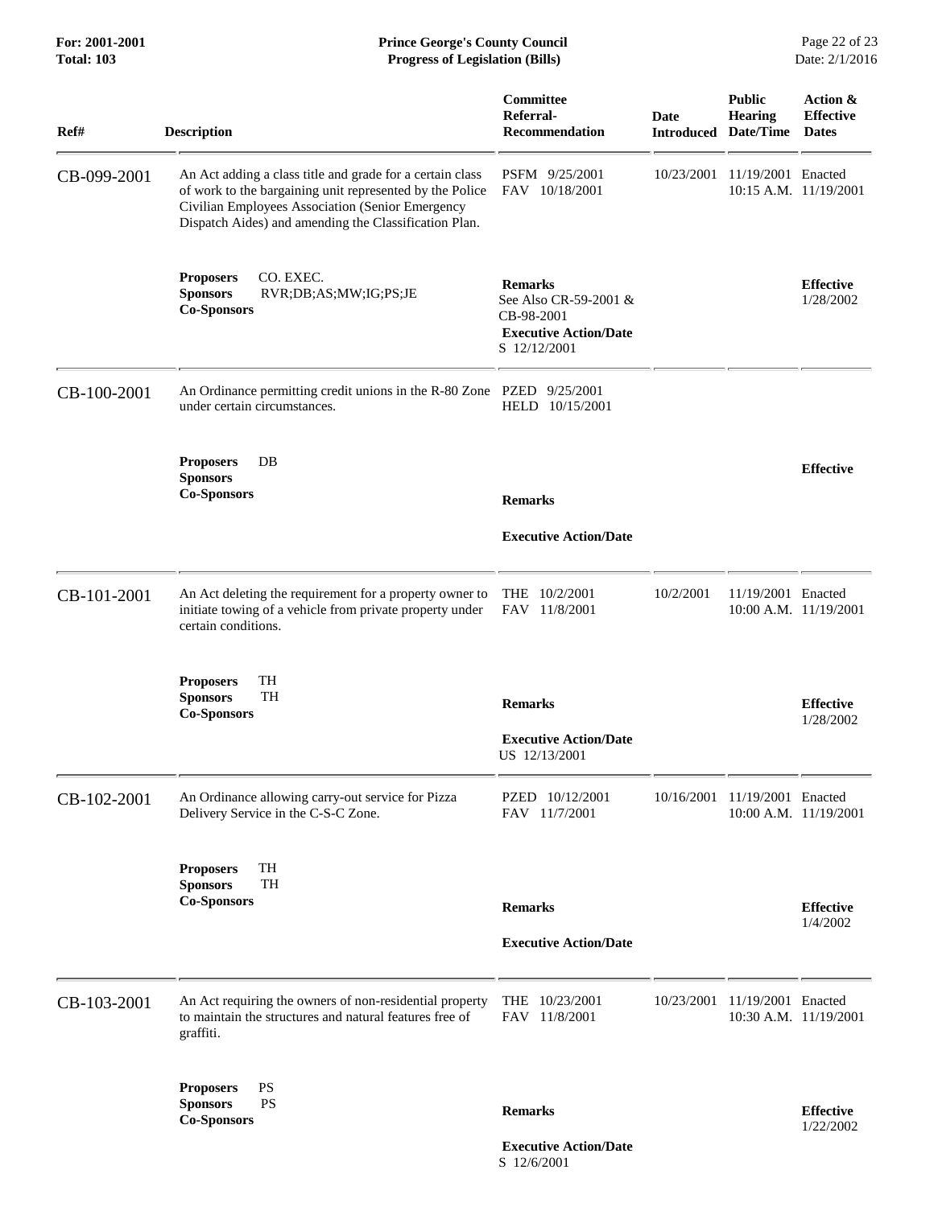| Ref# | Description | Committee Referral-Recommendation | Date Introduced | Public Hearing Date/Time | Action & Effective Dates |
|---|---|---|---|---|---|
| CB-099-2001 | An Act adding a class title and grade for a certain class of work to the bargaining unit represented by the Police Civilian Employees Association (Senior Emergency Dispatch Aides) and amending the Classification Plan. | PSFM 9/25/2001<br>FAV 10/18/2001 | 10/23/2001 | 11/19/2001<br>10:15 A.M. | Enacted<br>11/19/2001 |
| | **Proposers** CO. EXEC.<br>**Sponsors** RVR;DB;AS;MW;IG;PS;JE<br>**Co-Sponsors** | **Remarks**<br>See Also CR-59-2001 & CB-98-2001<br>**Executive Action/Date**<br>S 12/12/2001 | | | **Effective**<br>1/28/2002 |
| CB-100-2001 | An Ordinance permitting credit unions in the R-80 Zone under certain circumstances. | PZED 9/25/2001<br>HELD 10/15/2001 | | | |
| | **Proposers** DB<br>**Sponsors**<br>**Co-Sponsors** | **Remarks**<br>**Executive Action/Date** | | | **Effective** |
| CB-101-2001 | An Act deleting the requirement for a property owner to initiate towing of a vehicle from private property under certain conditions. | THE 10/2/2001<br>FAV 11/8/2001 | 10/2/2001 | 11/19/2001<br>10:00 A.M. | Enacted<br>11/19/2001 |
| | **Proposers** TH<br>**Sponsors** TH<br>**Co-Sponsors** | **Remarks**<br>**Executive Action/Date**<br>US 12/13/2001 | | | **Effective**<br>1/28/2002 |
| CB-102-2001 | An Ordinance allowing carry-out service for Pizza Delivery Service in the C-S-C Zone. | PZED 10/12/2001<br>FAV 11/7/2001 | 10/16/2001 | 11/19/2001<br>10:00 A.M. | Enacted<br>11/19/2001 |
| | **Proposers** TH<br>**Sponsors** TH<br>**Co-Sponsors** | **Remarks**<br>**Executive Action/Date** | | | **Effective**<br>1/4/2002 |
| CB-103-2001 | An Act requiring the owners of non-residential property to maintain the structures and natural features free of graffiti. | THE 10/23/2001<br>FAV 11/8/2001 | 10/23/2001 | 11/19/2001<br>10:30 A.M. | Enacted<br>11/19/2001 |
| | **Proposers** PS<br>**Sponsors** PS<br>**Co-Sponsors** | **Remarks**<br>**Executive Action/Date**<br>S 12/6/2001 | | | **Effective**<br>1/22/2002 |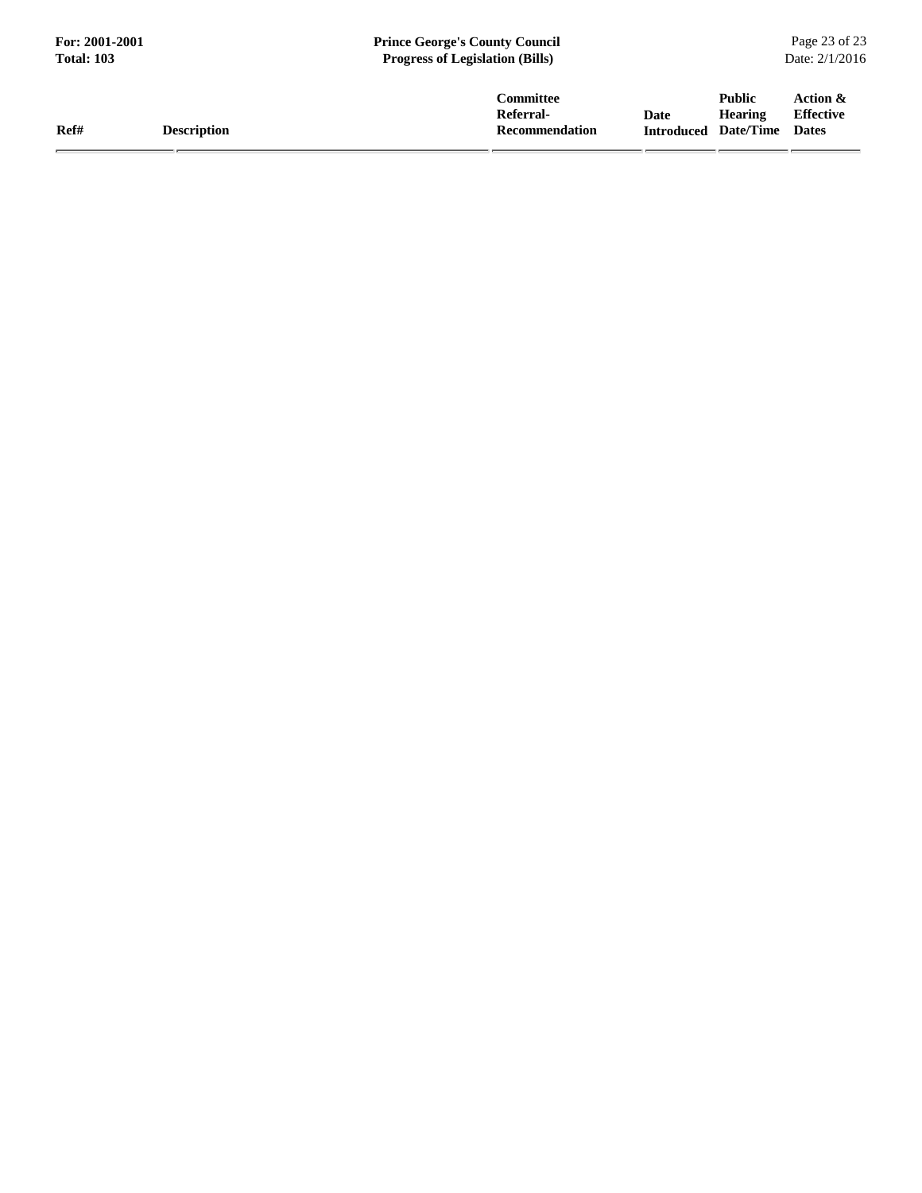| Ref# | Description | Committee Referral-Recommendation | Date Introduced | Public Hearing Date/Time | Action & Effective Dates |
|---|---|---|---|---|---|